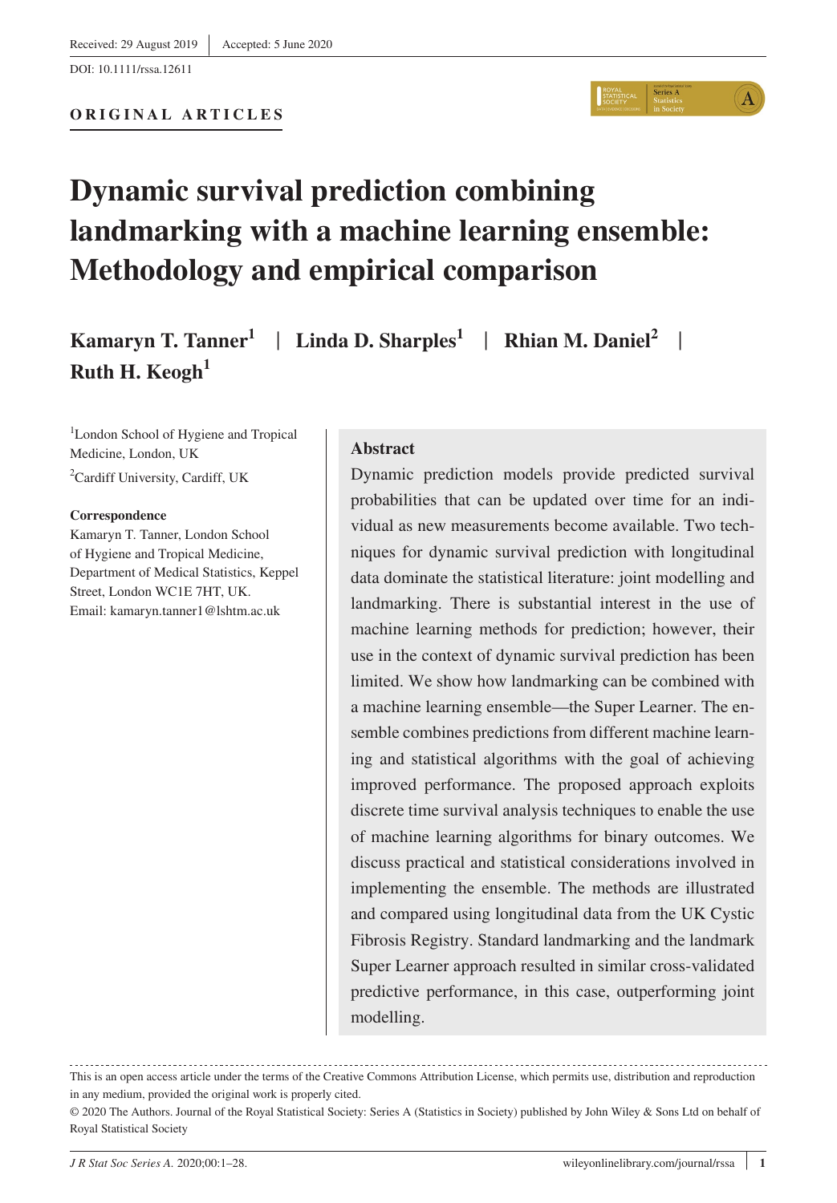Received: 29 August 2019 | Accepted: 5 June 2020

DOI: 10.1111/rssa.12611

**ORIGINAL ARTICLES**

# Dynamic survival prediction combining landmarking with a machine learning ensemble: Methodology and empirical comparison

**Kamaryn T. Tanner**[1] | **Linda D. Sharples**[1] | **Rhian M. Daniel**[2] | **Ruth H. Keogh**[1]

[1]London School of Hygiene and Tropical Medicine, London, UK

[2]Cardiff University, Cardiff, UK

**Correspondence**

Kamaryn T. Tanner, London School of Hygiene and Tropical Medicine, Department of Medical Statistics, Keppel Street, London WC1E 7HT, UK.
Email: kamaryn.tanner1@lshtm.ac.uk

## Abstract

Dynamic prediction models provide predicted survival probabilities that can be updated over time for an individual as new measurements become available. Two techniques for dynamic survival prediction with longitudinal data dominate the statistical literature: joint modelling and landmarking. There is substantial interest in the use of machine learning methods for prediction; however, their use in the context of dynamic survival prediction has been limited. We show how landmarking can be combined with a machine learning ensemble—the Super Learner. The ensemble combines predictions from different machine learning and statistical algorithms with the goal of achieving improved performance. The proposed approach exploits discrete time survival analysis techniques to enable the use of machine learning algorithms for binary outcomes. We discuss practical and statistical considerations involved in implementing the ensemble. The methods are illustrated and compared using longitudinal data from the UK Cystic Fibrosis Registry. Standard landmarking and the landmark Super Learner approach resulted in similar cross-validated predictive performance, in this case, outperforming joint modelling.

This is an open access article under the terms of the Creative Commons Attribution License, which permits use, distribution and reproduction in any medium, provided the original work is properly cited.

© 2020 The Authors. Journal of the Royal Statistical Society: Series A (Statistics in Society) published by John Wiley & Sons Ltd on behalf of Royal Statistical Society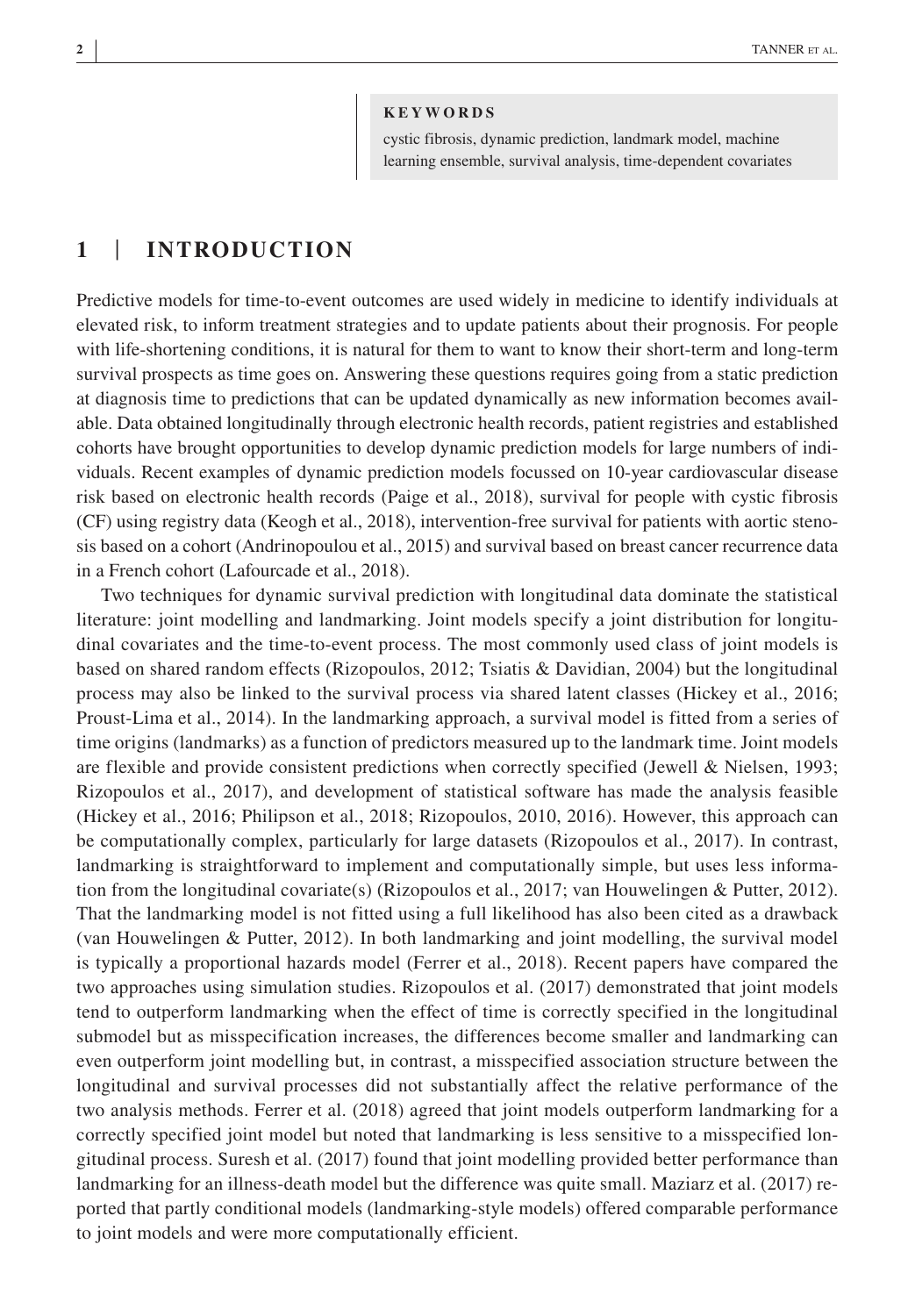**KEYWORDS**

cystic fibrosis, dynamic prediction, landmark model, machine learning ensemble, survival analysis, time-dependent covariates

## 1 | INTRODUCTION

Predictive models for time-to-event outcomes are used widely in medicine to identify individuals at elevated risk, to inform treatment strategies and to update patients about their prognosis. For people with life-shortening conditions, it is natural for them to want to know their short-term and long-term survival prospects as time goes on. Answering these questions requires going from a static prediction at diagnosis time to predictions that can be updated dynamically as new information becomes available. Data obtained longitudinally through electronic health records, patient registries and established cohorts have brought opportunities to develop dynamic prediction models for large numbers of individuals. Recent examples of dynamic prediction models focussed on 10-year cardiovascular disease risk based on electronic health records (Paige et al., 2018), survival for people with cystic fibrosis (CF) using registry data (Keogh et al., 2018), intervention-free survival for patients with aortic stenosis based on a cohort (Andrinopoulou et al., 2015) and survival based on breast cancer recurrence data in a French cohort (Lafourcade et al., 2018).

Two techniques for dynamic survival prediction with longitudinal data dominate the statistical literature: joint modelling and landmarking. Joint models specify a joint distribution for longitudinal covariates and the time-to-event process. The most commonly used class of joint models is based on shared random effects (Rizopoulos, 2012; Tsiatis & Davidian, 2004) but the longitudinal process may also be linked to the survival process via shared latent classes (Hickey et al., 2016; Proust-Lima et al., 2014). In the landmarking approach, a survival model is fitted from a series of time origins (landmarks) as a function of predictors measured up to the landmark time. Joint models are flexible and provide consistent predictions when correctly specified (Jewell & Nielsen, 1993; Rizopoulos et al., 2017), and development of statistical software has made the analysis feasible (Hickey et al., 2016; Philipson et al., 2018; Rizopoulos, 2010, 2016). However, this approach can be computationally complex, particularly for large datasets (Rizopoulos et al., 2017). In contrast, landmarking is straightforward to implement and computationally simple, but uses less information from the longitudinal covariate(s) (Rizopoulos et al., 2017; van Houwelingen & Putter, 2012). That the landmarking model is not fitted using a full likelihood has also been cited as a drawback (van Houwelingen & Putter, 2012). In both landmarking and joint modelling, the survival model is typically a proportional hazards model (Ferrer et al., 2018). Recent papers have compared the two approaches using simulation studies. Rizopoulos et al. (2017) demonstrated that joint models tend to outperform landmarking when the effect of time is correctly specified in the longitudinal submodel but as misspecification increases, the differences become smaller and landmarking can even outperform joint modelling but, in contrast, a misspecified association structure between the longitudinal and survival processes did not substantially affect the relative performance of the two analysis methods. Ferrer et al. (2018) agreed that joint models outperform landmarking for a correctly specified joint model but noted that landmarking is less sensitive to a misspecified longitudinal process. Suresh et al. (2017) found that joint modelling provided better performance than landmarking for an illness-death model but the difference was quite small. Maziarz et al. (2017) reported that partly conditional models (landmarking-style models) offered comparable performance to joint models and were more computationally efficient.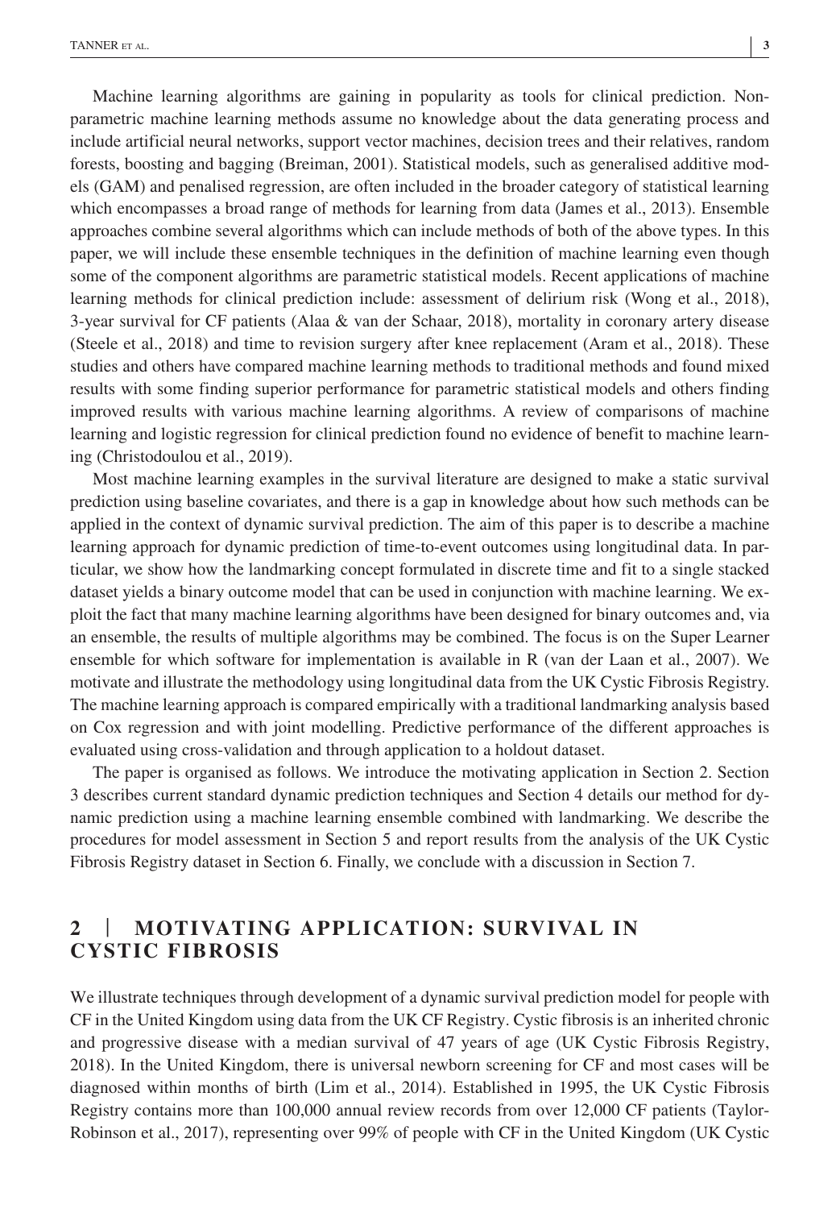Machine learning algorithms are gaining in popularity as tools for clinical prediction. Non-parametric machine learning methods assume no knowledge about the data generating process and include artificial neural networks, support vector machines, decision trees and their relatives, random forests, boosting and bagging (Breiman, 2001). Statistical models, such as generalised additive models (GAM) and penalised regression, are often included in the broader category of statistical learning which encompasses a broad range of methods for learning from data (James et al., 2013). Ensemble approaches combine several algorithms which can include methods of both of the above types. In this paper, we will include these ensemble techniques in the definition of machine learning even though some of the component algorithms are parametric statistical models. Recent applications of machine learning methods for clinical prediction include: assessment of delirium risk (Wong et al., 2018), 3-year survival for CF patients (Alaa & van der Schaar, 2018), mortality in coronary artery disease (Steele et al., 2018) and time to revision surgery after knee replacement (Aram et al., 2018). These studies and others have compared machine learning methods to traditional methods and found mixed results with some finding superior performance for parametric statistical models and others finding improved results with various machine learning algorithms. A review of comparisons of machine learning and logistic regression for clinical prediction found no evidence of benefit to machine learning (Christodoulou et al., 2019).

Most machine learning examples in the survival literature are designed to make a static survival prediction using baseline covariates, and there is a gap in knowledge about how such methods can be applied in the context of dynamic survival prediction. The aim of this paper is to describe a machine learning approach for dynamic prediction of time-to-event outcomes using longitudinal data. In particular, we show how the landmarking concept formulated in discrete time and fit to a single stacked dataset yields a binary outcome model that can be used in conjunction with machine learning. We exploit the fact that many machine learning algorithms have been designed for binary outcomes and, via an ensemble, the results of multiple algorithms may be combined. The focus is on the Super Learner ensemble for which software for implementation is available in R (van der Laan et al., 2007). We motivate and illustrate the methodology using longitudinal data from the UK Cystic Fibrosis Registry. The machine learning approach is compared empirically with a traditional landmarking analysis based on Cox regression and with joint modelling. Predictive performance of the different approaches is evaluated using cross-validation and through application to a holdout dataset.

The paper is organised as follows. We introduce the motivating application in Section 2. Section 3 describes current standard dynamic prediction techniques and Section 4 details our method for dynamic prediction using a machine learning ensemble combined with landmarking. We describe the procedures for model assessment in Section 5 and report results from the analysis of the UK Cystic Fibrosis Registry dataset in Section 6. Finally, we conclude with a discussion in Section 7.

## 2 | MOTIVATING APPLICATION: SURVIVAL IN CYSTIC FIBROSIS

We illustrate techniques through development of a dynamic survival prediction model for people with CF in the United Kingdom using data from the UK CF Registry. Cystic fibrosis is an inherited chronic and progressive disease with a median survival of 47 years of age (UK Cystic Fibrosis Registry, 2018). In the United Kingdom, there is universal newborn screening for CF and most cases will be diagnosed within months of birth (Lim et al., 2014). Established in 1995, the UK Cystic Fibrosis Registry contains more than 100,000 annual review records from over 12,000 CF patients (Taylor-Robinson et al., 2017), representing over 99% of people with CF in the United Kingdom (UK Cystic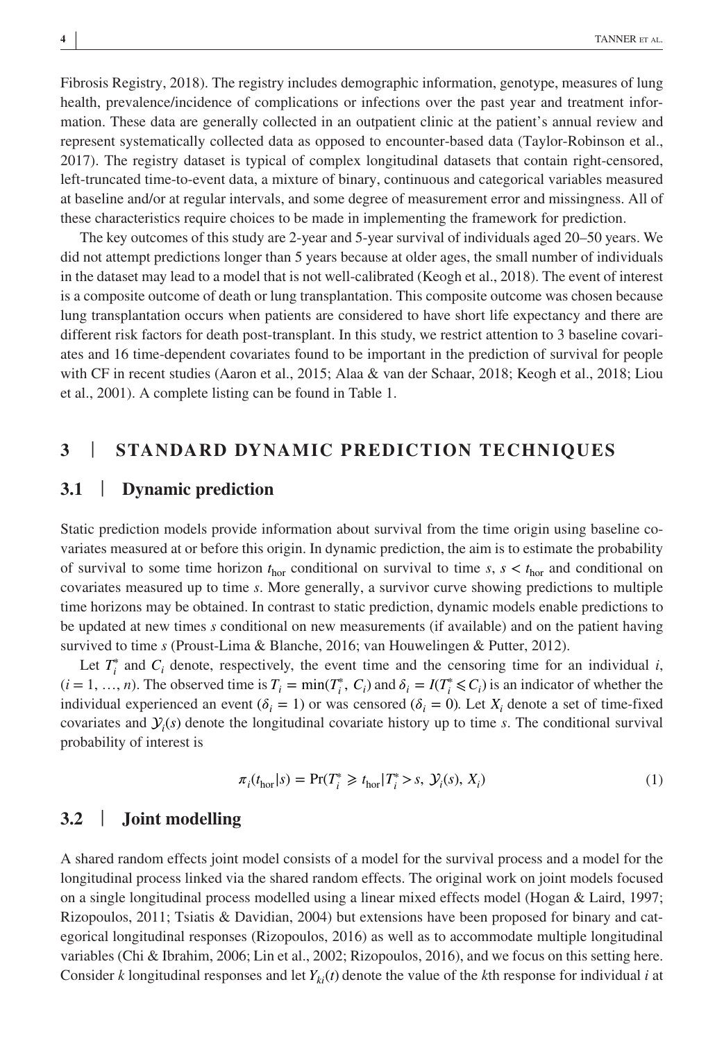Fibrosis Registry, 2018). The registry includes demographic information, genotype, measures of lung health, prevalence/incidence of complications or infections over the past year and treatment information. These data are generally collected in an outpatient clinic at the patient's annual review and represent systematically collected data as opposed to encounter-based data (Taylor-Robinson et al., 2017). The registry dataset is typical of complex longitudinal datasets that contain right-censored, left-truncated time-to-event data, a mixture of binary, continuous and categorical variables measured at baseline and/or at regular intervals, and some degree of measurement error and missingness. All of these characteristics require choices to be made in implementing the framework for prediction.

The key outcomes of this study are 2-year and 5-year survival of individuals aged 20–50 years. We did not attempt predictions longer than 5 years because at older ages, the small number of individuals in the dataset may lead to a model that is not well-calibrated (Keogh et al., 2018). The event of interest is a composite outcome of death or lung transplantation. This composite outcome was chosen because lung transplantation occurs when patients are considered to have short life expectancy and there are different risk factors for death post-transplant. In this study, we restrict attention to 3 baseline covariates and 16 time-dependent covariates found to be important in the prediction of survival for people with CF in recent studies (Aaron et al., 2015; Alaa & van der Schaar, 2018; Keogh et al., 2018; Liou et al., 2001). A complete listing can be found in Table 1.

## 3 | STANDARD DYNAMIC PREDICTION TECHNIQUES

### 3.1 | Dynamic prediction

Static prediction models provide information about survival from the time origin using baseline covariates measured at or before this origin. In dynamic prediction, the aim is to estimate the probability of survival to some time horizon $t_{\text{hor}}$ conditional on survival to time $s$, $s < t_{\text{hor}}$ and conditional on covariates measured up to time $s$. More generally, a survivor curve showing predictions to multiple time horizons may be obtained. In contrast to static prediction, dynamic models enable predictions to be updated at new times $s$ conditional on new measurements (if available) and on the patient having survived to time $s$ (Proust-Lima & Blanche, 2016; van Houwelingen & Putter, 2012).

Let $T_i^*$ and $C_i$ denote, respectively, the event time and the censoring time for an individual $i$, $(i = 1, \ldots, n)$. The observed time is $T_i = \min(T_i^*, C_i)$ and $\delta_i = I(T_i^* \leqslant C_i)$ is an indicator of whether the individual experienced an event ($\delta_i = 1$) or was censored ($\delta_i = 0$). Let $X_i$ denote a set of time-fixed covariates and $\mathcal{Y}_i(s)$ denote the longitudinal covariate history up to time $s$. The conditional survival probability of interest is

$$\pi_i(t_{\text{hor}}|s) = \Pr(T_i^* \geqslant t_{\text{hor}} | T_i^* > s, \mathcal{Y}_i(s), X_i) \tag{1}$$

### 3.2 | Joint modelling

A shared random effects joint model consists of a model for the survival process and a model for the longitudinal process linked via the shared random effects. The original work on joint models focused on a single longitudinal process modelled using a linear mixed effects model (Hogan & Laird, 1997; Rizopoulos, 2011; Tsiatis & Davidian, 2004) but extensions have been proposed for binary and categorical longitudinal responses (Rizopoulos, 2016) as well as to accommodate multiple longitudinal variables (Chi & Ibrahim, 2006; Lin et al., 2002; Rizopoulos, 2016), and we focus on this setting here. Consider $k$ longitudinal responses and let $Y_{ki}(t)$ denote the value of the $k$th response for individual $i$ at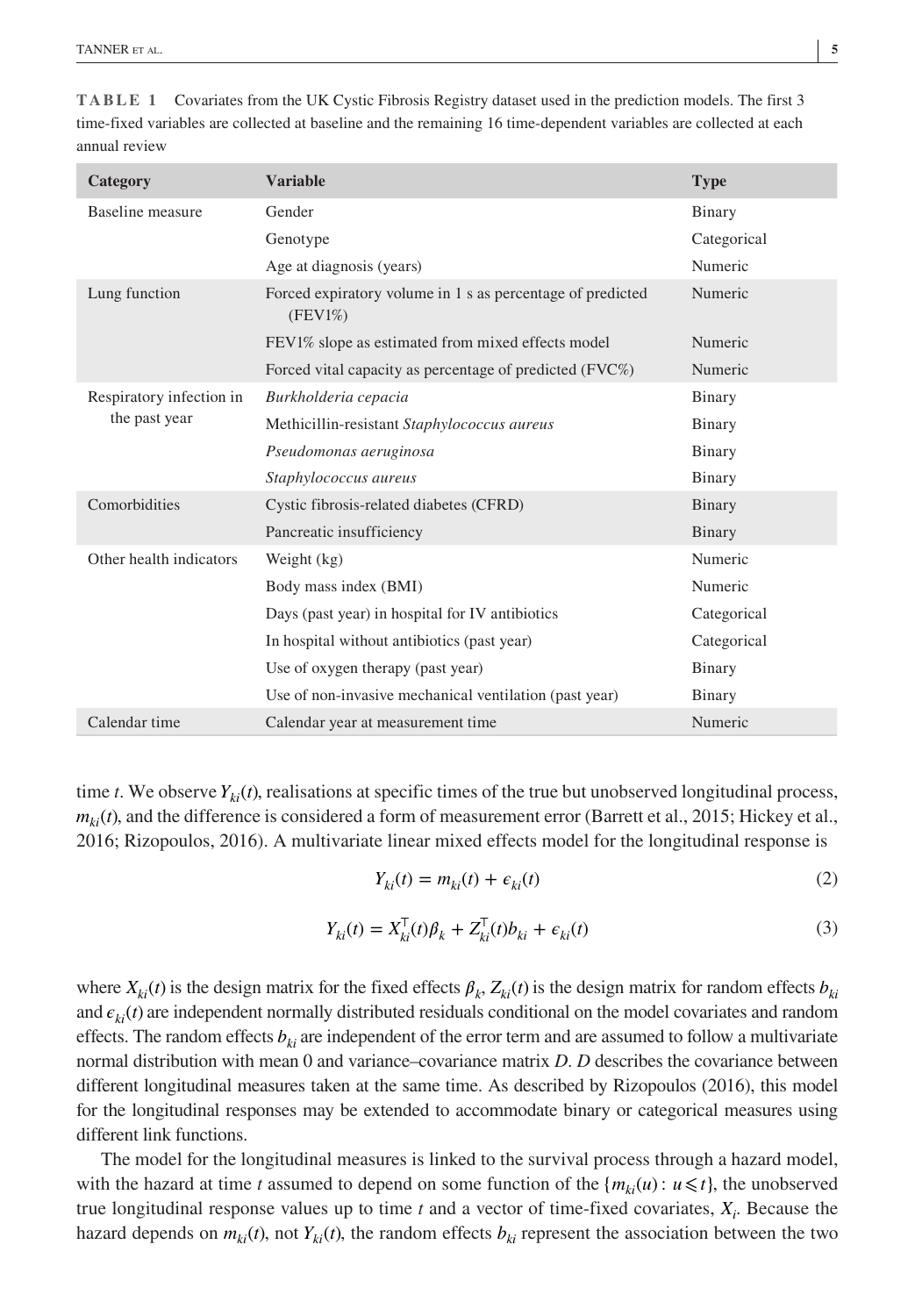**TABLE 1** Covariates from the UK Cystic Fibrosis Registry dataset used in the prediction models. The first 3 time-fixed variables are collected at baseline and the remaining 16 time-dependent variables are collected at each annual review

| Category | Variable | Type |
|---|---|---|
| Baseline measure | Gender | Binary |
| | Genotype | Categorical |
| | Age at diagnosis (years) | Numeric |
| Lung function | Forced expiratory volume in 1 s as percentage of predicted (FEV1%) | Numeric |
| | FEV1% slope as estimated from mixed effects model | Numeric |
| | Forced vital capacity as percentage of predicted (FVC%) | Numeric |
| Respiratory infection in the past year | *Burkholderia cepacia* | Binary |
| | Methicillin-resistant *Staphylococcus aureus* | Binary |
| | *Pseudomonas aeruginosa* | Binary |
| | *Staphylococcus aureus* | Binary |
| Comorbidities | Cystic fibrosis-related diabetes (CFRD) | Binary |
| | Pancreatic insufficiency | Binary |
| Other health indicators | Weight (kg) | Numeric |
| | Body mass index (BMI) | Numeric |
| | Days (past year) in hospital for IV antibiotics | Categorical |
| | In hospital without antibiotics (past year) | Categorical |
| | Use of oxygen therapy (past year) | Binary |
| | Use of non-invasive mechanical ventilation (past year) | Binary |
| Calendar time | Calendar year at measurement time | Numeric |

time $t$. We observe $Y_{ki}(t)$, realisations at specific times of the true but unobserved longitudinal process, $m_{ki}(t)$, and the difference is considered a form of measurement error (Barrett et al., 2015; Hickey et al., 2016; Rizopoulos, 2016). A multivariate linear mixed effects model for the longitudinal response is

$$Y_{ki}(t) = m_{ki}(t) + \epsilon_{ki}(t) \tag{2}$$

$$Y_{ki}(t) = X_{ki}^{\top}(t)\beta_k + Z_{ki}^{\top}(t)b_{ki} + \epsilon_{ki}(t) \tag{3}$$

where $X_{ki}(t)$ is the design matrix for the fixed effects $\beta_k$, $Z_{ki}(t)$ is the design matrix for random effects $b_{ki}$ and $\epsilon_{ki}(t)$ are independent normally distributed residuals conditional on the model covariates and random effects. The random effects $b_{ki}$ are independent of the error term and are assumed to follow a multivariate normal distribution with mean 0 and variance–covariance matrix $D$. $D$ describes the covariance between different longitudinal measures taken at the same time. As described by Rizopoulos (2016), this model for the longitudinal responses may be extended to accommodate binary or categorical measures using different link functions.

The model for the longitudinal measures is linked to the survival process through a hazard model, with the hazard at time $t$ assumed to depend on some function of the $\{m_{ki}(u) : u \leqslant t\}$, the unobserved true longitudinal response values up to time $t$ and a vector of time-fixed covariates, $X_i$. Because the hazard depends on $m_{ki}(t)$, not $Y_{ki}(t)$, the random effects $b_{ki}$ represent the association between the two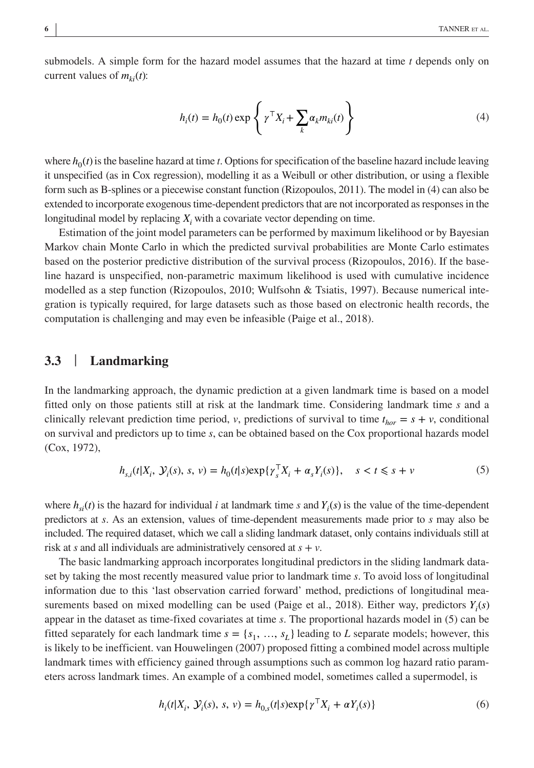submodels. A simple form for the hazard model assumes that the hazard at time $t$ depends only on current values of $m_{ki}(t)$:

$$h_i(t) = h_0(t) \exp \left\{ \gamma^\top X_i + \sum_k \alpha_k m_{ki}(t) \right\} \tag{4}$$

where $h_0(t)$ is the baseline hazard at time $t$. Options for specification of the baseline hazard include leaving it unspecified (as in Cox regression), modelling it as a Weibull or other distribution, or using a flexible form such as B-splines or a piecewise constant function (Rizopoulos, 2011). The model in (4) can also be extended to incorporate exogenous time-dependent predictors that are not incorporated as responses in the longitudinal model by replacing $X_i$ with a covariate vector depending on time.

Estimation of the joint model parameters can be performed by maximum likelihood or by Bayesian Markov chain Monte Carlo in which the predicted survival probabilities are Monte Carlo estimates based on the posterior predictive distribution of the survival process (Rizopoulos, 2016). If the baseline hazard is unspecified, non-parametric maximum likelihood is used with cumulative incidence modelled as a step function (Rizopoulos, 2010; Wulfsohn & Tsiatis, 1997). Because numerical integration is typically required, for large datasets such as those based on electronic health records, the computation is challenging and may even be infeasible (Paige et al., 2018).

## 3.3 | Landmarking

In the landmarking approach, the dynamic prediction at a given landmark time is based on a model fitted only on those patients still at risk at the landmark time. Considering landmark time $s$ and a clinically relevant prediction time period, $v$, predictions of survival to time $t_{hor} = s + v$, conditional on survival and predictors up to time $s$, can be obtained based on the Cox proportional hazards model (Cox, 1972),

$$h_{s,i}(t|X_i, \mathcal{Y}_i(s), s, v) = h_0(t|s)\exp\{\gamma_s^\top X_i + \alpha_s Y_i(s)\}, \quad s < t \leqslant s + v \tag{5}$$

where $h_{si}(t)$ is the hazard for individual $i$ at landmark time $s$ and $Y_i(s)$ is the value of the time-dependent predictors at $s$. As an extension, values of time-dependent measurements made prior to $s$ may also be included. The required dataset, which we call a sliding landmark dataset, only contains individuals still at risk at $s$ and all individuals are administratively censored at $s + v$.

The basic landmarking approach incorporates longitudinal predictors in the sliding landmark dataset by taking the most recently measured value prior to landmark time $s$. To avoid loss of longitudinal information due to this 'last observation carried forward' method, predictions of longitudinal measurements based on mixed modelling can be used (Paige et al., 2018). Either way, predictors $Y_i(s)$ appear in the dataset as time-fixed covariates at time $s$. The proportional hazards model in (5) can be fitted separately for each landmark time $s = \{s_1, \ldots, s_L\}$ leading to $L$ separate models; however, this is likely to be inefficient. van Houwelingen (2007) proposed fitting a combined model across multiple landmark times with efficiency gained through assumptions such as common log hazard ratio parameters across landmark times. An example of a combined model, sometimes called a supermodel, is

$$h_i(t|X_i, \mathcal{Y}_i(s), s, v) = h_{0,s}(t|s)\exp\{\gamma^\top X_i + \alpha Y_i(s)\} \tag{6}$$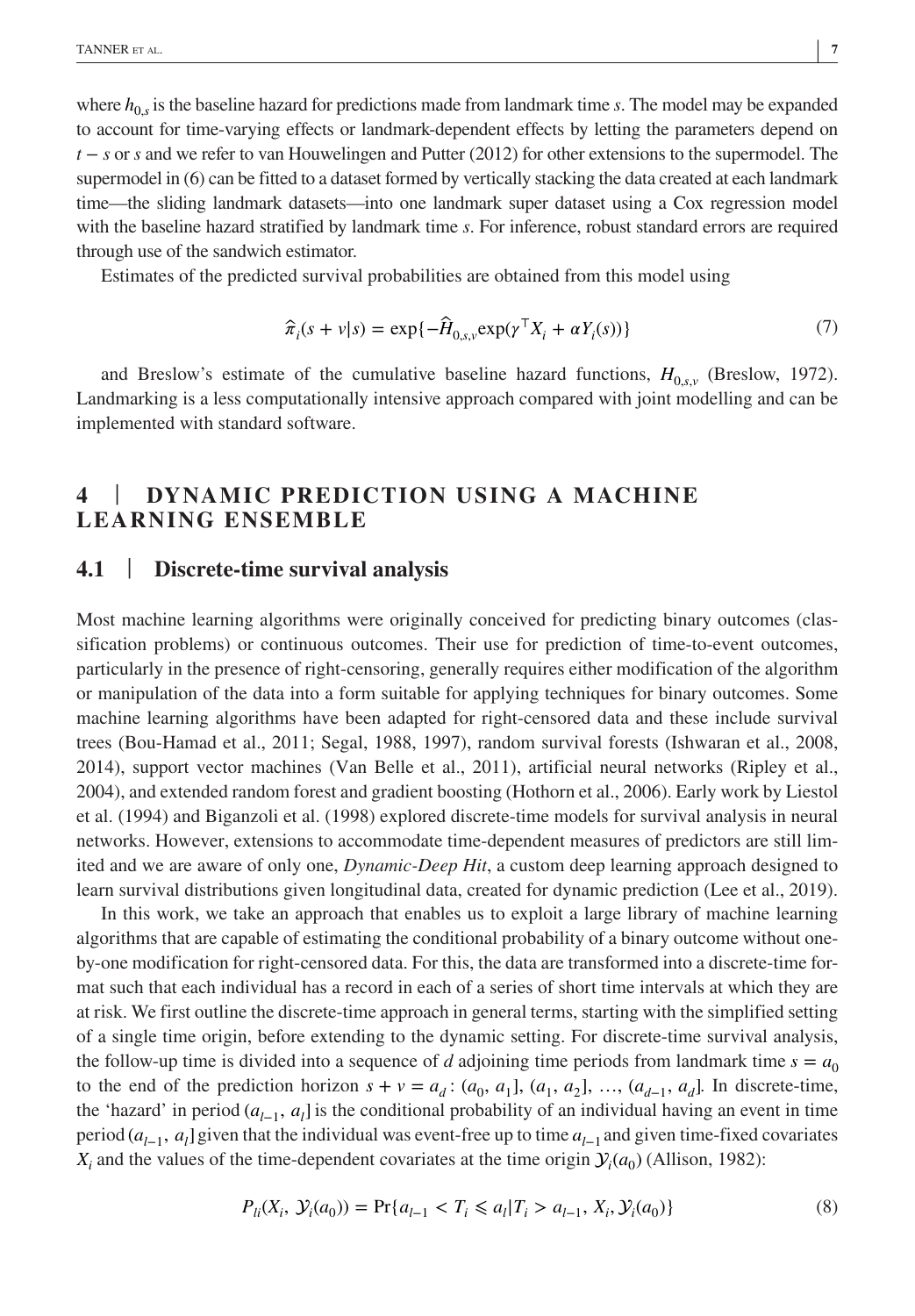where $h_{0,s}$ is the baseline hazard for predictions made from landmark time $s$. The model may be expanded to account for time-varying effects or landmark-dependent effects by letting the parameters depend on $t - s$ or $s$ and we refer to van Houwelingen and Putter (2012) for other extensions to the supermodel. The supermodel in (6) can be fitted to a dataset formed by vertically stacking the data created at each landmark time—the sliding landmark datasets—into one landmark super dataset using a Cox regression model with the baseline hazard stratified by landmark time $s$. For inference, robust standard errors are required through use of the sandwich estimator.

Estimates of the predicted survival probabilities are obtained from this model using

$$\hat{\pi}_i(s + v|s) = \exp\{-\hat{H}_{0,s,v}\exp(\gamma^\top X_i + \alpha Y_i(s))\} \tag{7}$$

and Breslow's estimate of the cumulative baseline hazard functions, $H_{0,s,v}$ (Breslow, 1972). Landmarking is a less computationally intensive approach compared with joint modelling and can be implemented with standard software.

# 4 | DYNAMIC PREDICTION USING A MACHINE LEARNING ENSEMBLE

## 4.1 | Discrete-time survival analysis

Most machine learning algorithms were originally conceived for predicting binary outcomes (classification problems) or continuous outcomes. Their use for prediction of time-to-event outcomes, particularly in the presence of right-censoring, generally requires either modification of the algorithm or manipulation of the data into a form suitable for applying techniques for binary outcomes. Some machine learning algorithms have been adapted for right-censored data and these include survival trees (Bou-Hamad et al., 2011; Segal, 1988, 1997), random survival forests (Ishwaran et al., 2008, 2014), support vector machines (Van Belle et al., 2011), artificial neural networks (Ripley et al., 2004), and extended random forest and gradient boosting (Hothorn et al., 2006). Early work by Liestol et al. (1994) and Biganzoli et al. (1998) explored discrete-time models for survival analysis in neural networks. However, extensions to accommodate time-dependent measures of predictors are still limited and we are aware of only one, *Dynamic-Deep Hit*, a custom deep learning approach designed to learn survival distributions given longitudinal data, created for dynamic prediction (Lee et al., 2019).

In this work, we take an approach that enables us to exploit a large library of machine learning algorithms that are capable of estimating the conditional probability of a binary outcome without one-by-one modification for right-censored data. For this, the data are transformed into a discrete-time format such that each individual has a record in each of a series of short time intervals at which they are at risk. We first outline the discrete-time approach in general terms, starting with the simplified setting of a single time origin, before extending to the dynamic setting. For discrete-time survival analysis, the follow-up time is divided into a sequence of $d$ adjoining time periods from landmark time $s = a_0$ to the end of the prediction horizon $s + v = a_d$: $(a_0, a_1], (a_1, a_2], \ldots, (a_{d-1}, a_d]$. In discrete-time, the 'hazard' in period $(a_{l-1}, a_l]$ is the conditional probability of an individual having an event in time period $(a_{l-1}, a_l]$ given that the individual was event-free up to time $a_{l-1}$ and given time-fixed covariates $X_i$ and the values of the time-dependent covariates at the time origin $\mathcal{Y}_i(a_0)$ (Allison, 1982):

$$P_{li}(X_i, \mathcal{Y}_i(a_0)) = \Pr\{a_{l-1} < T_i \leqslant a_l | T_i > a_{l-1}, X_i, \mathcal{Y}_i(a_0)\} \tag{8}$$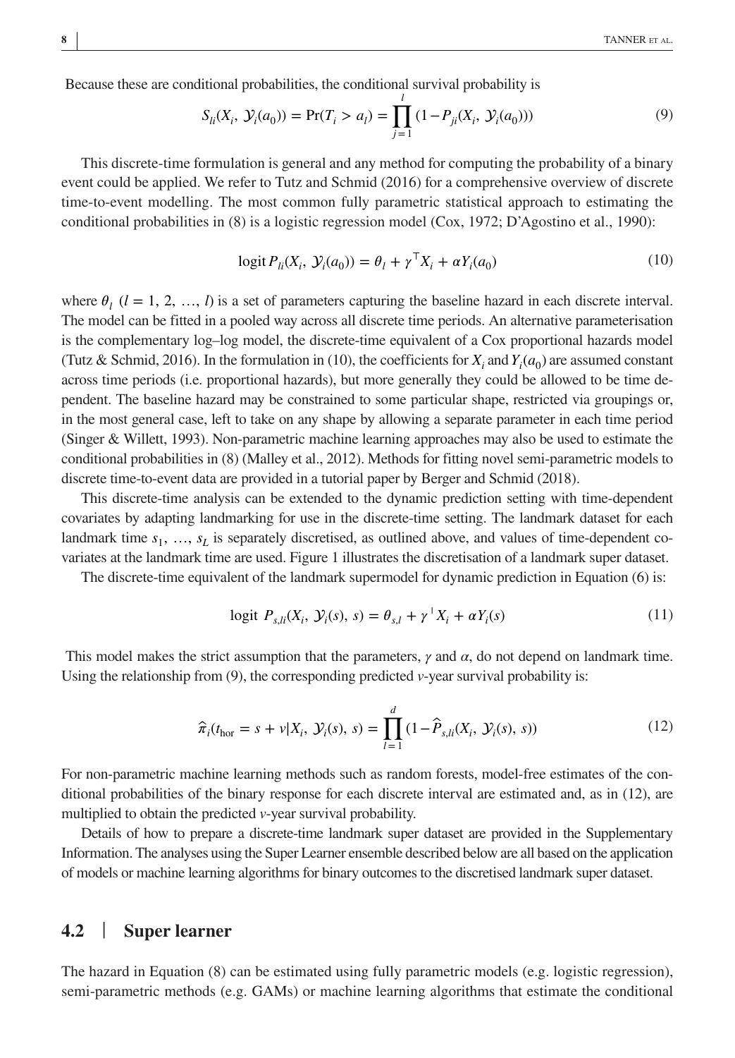Because these are conditional probabilities, the conditional survival probability is

$$S_{li}(X_i, \mathcal{Y}_i(a_0)) = \Pr(T_i > a_l) = \prod_{j=1}^{l} (1 - P_{ji}(X_i, \mathcal{Y}_i(a_0))) \tag{9}$$

This discrete-time formulation is general and any method for computing the probability of a binary event could be applied. We refer to Tutz and Schmid (2016) for a comprehensive overview of discrete time-to-event modelling. The most common fully parametric statistical approach to estimating the conditional probabilities in (8) is a logistic regression model (Cox, 1972; D'Agostino et al., 1990):

$$\operatorname{logit} P_{li}(X_i, \mathcal{Y}_i(a_0)) = \theta_l + \gamma^{\top} X_i + \alpha Y_i(a_0) \tag{10}$$

where $\theta_l$ $(l = 1, 2, \ldots, l)$ is a set of parameters capturing the baseline hazard in each discrete interval. The model can be fitted in a pooled way across all discrete time periods. An alternative parameterisation is the complementary log–log model, the discrete-time equivalent of a Cox proportional hazards model (Tutz & Schmid, 2016). In the formulation in (10), the coefficients for $X_i$ and $Y_i(a_0)$ are assumed constant across time periods (i.e. proportional hazards), but more generally they could be allowed to be time dependent. The baseline hazard may be constrained to some particular shape, restricted via groupings or, in the most general case, left to take on any shape by allowing a separate parameter in each time period (Singer & Willett, 1993). Non-parametric machine learning approaches may also be used to estimate the conditional probabilities in (8) (Malley et al., 2012). Methods for fitting novel semi-parametric models to discrete time-to-event data are provided in a tutorial paper by Berger and Schmid (2018).

This discrete-time analysis can be extended to the dynamic prediction setting with time-dependent covariates by adapting landmarking for use in the discrete-time setting. The landmark dataset for each landmark time $s_1, \ldots, s_L$ is separately discretised, as outlined above, and values of time-dependent covariates at the landmark time are used. Figure 1 illustrates the discretisation of a landmark super dataset.

The discrete-time equivalent of the landmark supermodel for dynamic prediction in Equation (6) is:

$$\operatorname{logit}\ P_{s,li}(X_i, \mathcal{Y}_i(s), s) = \theta_{s,l} + \gamma^{\top} X_i + \alpha Y_i(s) \tag{11}$$

This model makes the strict assumption that the parameters, $\gamma$ and $\alpha$, do not depend on landmark time. Using the relationship from (9), the corresponding predicted $v$-year survival probability is:

$$\hat{\pi}_i(t_{\text{hor}} = s + v | X_i, \mathcal{Y}_i(s), s) = \prod_{l=1}^{d} (1 - \hat{P}_{s,li}(X_i, \mathcal{Y}_i(s), s)) \tag{12}$$

For non-parametric machine learning methods such as random forests, model-free estimates of the conditional probabilities of the binary response for each discrete interval are estimated and, as in (12), are multiplied to obtain the predicted $v$-year survival probability.

Details of how to prepare a discrete-time landmark super dataset are provided in the Supplementary Information. The analyses using the Super Learner ensemble described below are all based on the application of models or machine learning algorithms for binary outcomes to the discretised landmark super dataset.

## 4.2 | Super learner

The hazard in Equation (8) can be estimated using fully parametric models (e.g. logistic regression), semi-parametric methods (e.g. GAMs) or machine learning algorithms that estimate the conditional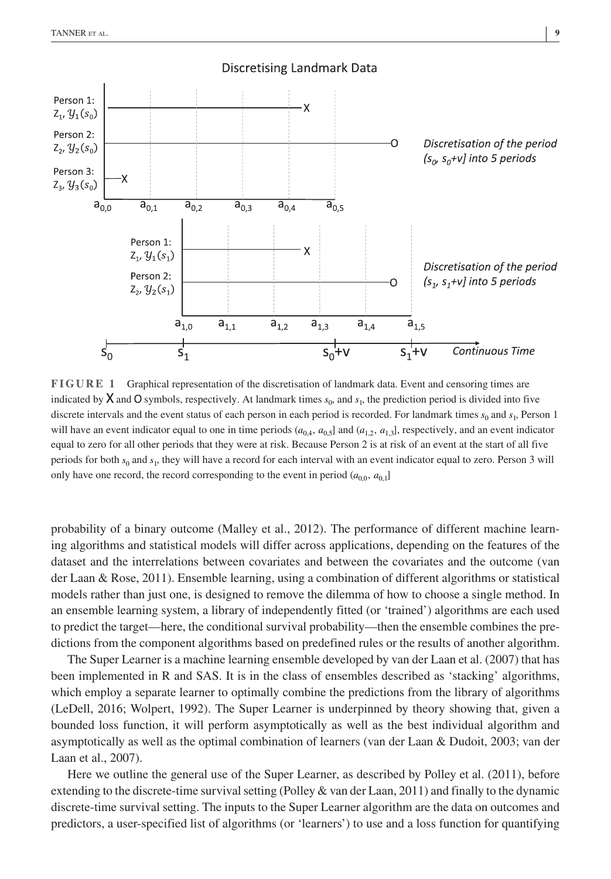**FIGURE 1** Graphical representation of the discretisation of landmark data. Event and censoring times are indicated by X and O symbols, respectively. At landmark times $s_0$, and $s_1$, the prediction period is divided into five discrete intervals and the event status of each person in each period is recorded. For landmark times $s_0$ and $s_1$, Person 1 will have an event indicator equal to one in time periods $(a_{0,4}, a_{0,5}]$ and $(a_{1,2}, a_{1,3}]$, respectively, and an event indicator equal to zero for all other periods that they were at risk. Because Person 2 is at risk of an event at the start of all five periods for both $s_0$ and $s_1$, they will have a record for each interval with an event indicator equal to zero. Person 3 will only have one record, the record corresponding to the event in period $(a_{0,0}, a_{0,1}]$

probability of a binary outcome (Malley et al., 2012). The performance of different machine learning algorithms and statistical models will differ across applications, depending on the features of the dataset and the interrelations between covariates and between the covariates and the outcome (van der Laan & Rose, 2011). Ensemble learning, using a combination of different algorithms or statistical models rather than just one, is designed to remove the dilemma of how to choose a single method. In an ensemble learning system, a library of independently fitted (or 'trained') algorithms are each used to predict the target—here, the conditional survival probability—then the ensemble combines the predictions from the component algorithms based on predefined rules or the results of another algorithm.

The Super Learner is a machine learning ensemble developed by van der Laan et al. (2007) that has been implemented in R and SAS. It is in the class of ensembles described as 'stacking' algorithms, which employ a separate learner to optimally combine the predictions from the library of algorithms (LeDell, 2016; Wolpert, 1992). The Super Learner is underpinned by theory showing that, given a bounded loss function, it will perform asymptotically as well as the best individual algorithm and asymptotically as well as the optimal combination of learners (van der Laan & Dudoit, 2003; van der Laan et al., 2007).

Here we outline the general use of the Super Learner, as described by Polley et al. (2011), before extending to the discrete-time survival setting (Polley & van der Laan, 2011) and finally to the dynamic discrete-time survival setting. The inputs to the Super Learner algorithm are the data on outcomes and predictors, a user-specified list of algorithms (or 'learners') to use and a loss function for quantifying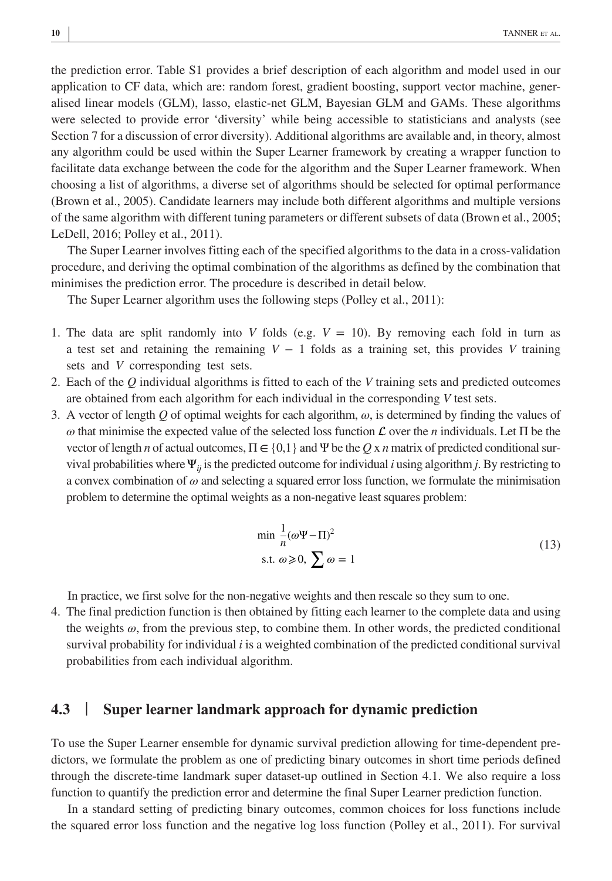the prediction error. Table S1 provides a brief description of each algorithm and model used in our application to CF data, which are: random forest, gradient boosting, support vector machine, generalised linear models (GLM), lasso, elastic-net GLM, Bayesian GLM and GAMs. These algorithms were selected to provide error 'diversity' while being accessible to statisticians and analysts (see Section 7 for a discussion of error diversity). Additional algorithms are available and, in theory, almost any algorithm could be used within the Super Learner framework by creating a wrapper function to facilitate data exchange between the code for the algorithm and the Super Learner framework. When choosing a list of algorithms, a diverse set of algorithms should be selected for optimal performance (Brown et al., 2005). Candidate learners may include both different algorithms and multiple versions of the same algorithm with different tuning parameters or different subsets of data (Brown et al., 2005; LeDell, 2016; Polley et al., 2011).

The Super Learner involves fitting each of the specified algorithms to the data in a cross-validation procedure, and deriving the optimal combination of the algorithms as defined by the combination that minimises the prediction error. The procedure is described in detail below.

The Super Learner algorithm uses the following steps (Polley et al., 2011):

1. The data are split randomly into $V$ folds (e.g. $V = 10$). By removing each fold in turn as a test set and retaining the remaining $V - 1$ folds as a training set, this provides $V$ training sets and $V$ corresponding test sets.
2. Each of the $Q$ individual algorithms is fitted to each of the $V$ training sets and predicted outcomes are obtained from each algorithm for each individual in the corresponding $V$ test sets.
3. A vector of length $Q$ of optimal weights for each algorithm, $\omega$, is determined by finding the values of $\omega$ that minimise the expected value of the selected loss function $\mathcal{L}$ over the $n$ individuals. Let $\Pi$ be the vector of length $n$ of actual outcomes, $\Pi \in \{0,1\}$ and $\Psi$ be the $Q$ x $n$ matrix of predicted conditional survival probabilities where $\Psi_{ij}$ is the predicted outcome for individual $i$ using algorithm $j$. By restricting to a convex combination of $\omega$ and selecting a squared error loss function, we formulate the minimisation problem to determine the optimal weights as a non-negative least squares problem:

$$\begin{aligned} &\min \ \frac{1}{n}(\omega\Psi - \Pi)^2 \\ &\text{s.t. } \omega \geqslant 0, \ \sum \omega = 1 \end{aligned} \tag{13}$$

In practice, we first solve for the non-negative weights and then rescale so they sum to one.

4. The final prediction function is then obtained by fitting each learner to the complete data and using the weights $\omega$, from the previous step, to combine them. In other words, the predicted conditional survival probability for individual $i$ is a weighted combination of the predicted conditional survival probabilities from each individual algorithm.

## 4.3 | Super learner landmark approach for dynamic prediction

To use the Super Learner ensemble for dynamic survival prediction allowing for time-dependent predictors, we formulate the problem as one of predicting binary outcomes in short time periods defined through the discrete-time landmark super dataset-up outlined in Section 4.1. We also require a loss function to quantify the prediction error and determine the final Super Learner prediction function.

In a standard setting of predicting binary outcomes, common choices for loss functions include the squared error loss function and the negative log loss function (Polley et al., 2011). For survival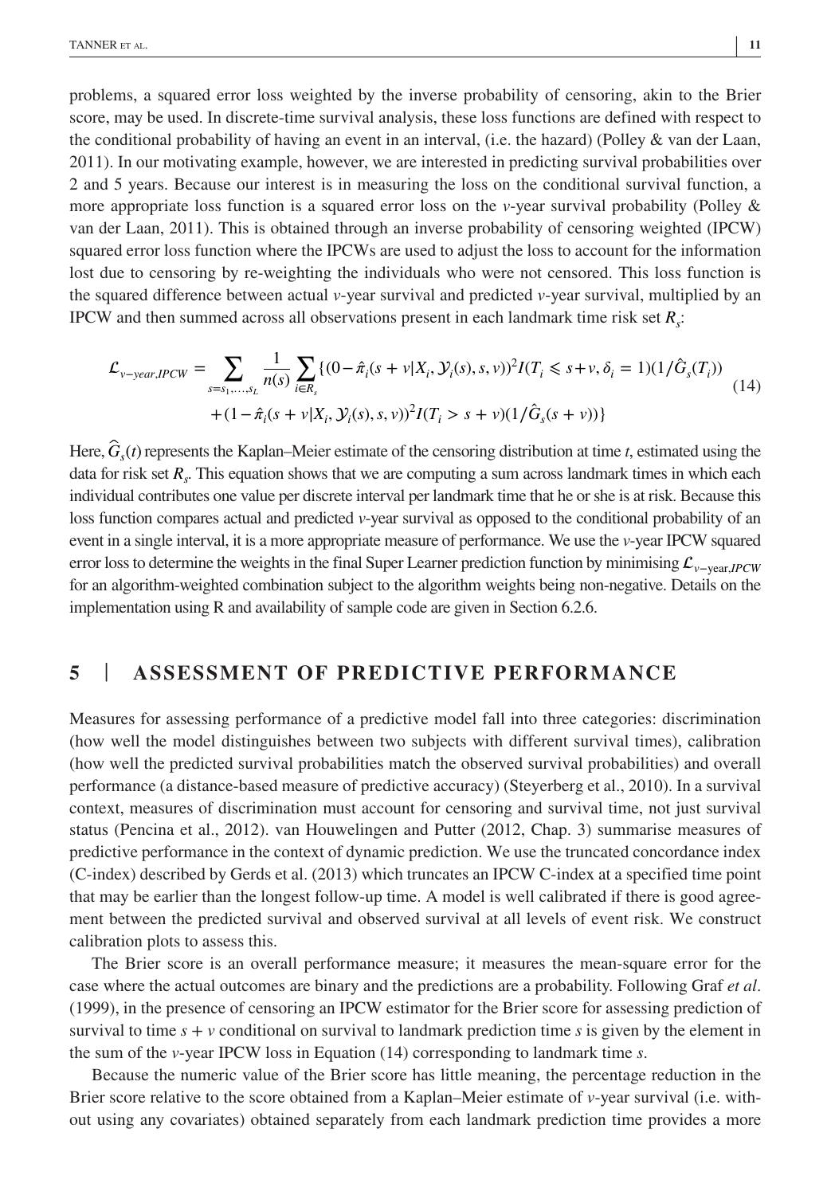problems, a squared error loss weighted by the inverse probability of censoring, akin to the Brier score, may be used. In discrete-time survival analysis, these loss functions are defined with respect to the conditional probability of having an event in an interval, (i.e. the hazard) (Polley & van der Laan, 2011). In our motivating example, however, we are interested in predicting survival probabilities over 2 and 5 years. Because our interest is in measuring the loss on the conditional survival function, a more appropriate loss function is a squared error loss on the $v$-year survival probability (Polley & van der Laan, 2011). This is obtained through an inverse probability of censoring weighted (IPCW) squared error loss function where the IPCWs are used to adjust the loss to account for the information lost due to censoring by re-weighting the individuals who were not censored. This loss function is the squared difference between actual $v$-year survival and predicted $v$-year survival, multiplied by an IPCW and then summed across all observations present in each landmark time risk set $R_s$:

$$
\begin{aligned}
\mathcal{L}_{v-year,IPCW} = \sum_{s=s_1,\ldots,s_L} \frac{1}{n(s)} \sum_{i \in R_s} \{ & (0-\hat{\pi}_i(s+v|X_i,\mathcal{Y}_i(s),s,v))^2 I(T_i \leqslant s+v, \delta_i = 1)(1/\hat{G}_s(T_i)) \\
& + (1-\hat{\pi}_i(s+v|X_i,\mathcal{Y}_i(s),s,v))^2 I(T_i > s+v)(1/\hat{G}_s(s+v)) \}
\end{aligned}
\tag{14}
$$

Here, $\hat{G}_s(t)$ represents the Kaplan–Meier estimate of the censoring distribution at time $t$, estimated using the data for risk set $R_s$. This equation shows that we are computing a sum across landmark times in which each individual contributes one value per discrete interval per landmark time that he or she is at risk. Because this loss function compares actual and predicted $v$-year survival as opposed to the conditional probability of an event in a single interval, it is a more appropriate measure of performance. We use the $v$-year IPCW squared error loss to determine the weights in the final Super Learner prediction function by minimising $\mathcal{L}_{v-\text{year},IPCW}$ for an algorithm-weighted combination subject to the algorithm weights being non-negative. Details on the implementation using R and availability of sample code are given in Section 6.2.6.

## 5 | ASSESSMENT OF PREDICTIVE PERFORMANCE

Measures for assessing performance of a predictive model fall into three categories: discrimination (how well the model distinguishes between two subjects with different survival times), calibration (how well the predicted survival probabilities match the observed survival probabilities) and overall performance (a distance-based measure of predictive accuracy) (Steyerberg et al., 2010). In a survival context, measures of discrimination must account for censoring and survival time, not just survival status (Pencina et al., 2012). van Houwelingen and Putter (2012, Chap. 3) summarise measures of predictive performance in the context of dynamic prediction. We use the truncated concordance index (C-index) described by Gerds et al. (2013) which truncates an IPCW C-index at a specified time point that may be earlier than the longest follow-up time. A model is well calibrated if there is good agreement between the predicted survival and observed survival at all levels of event risk. We construct calibration plots to assess this.

The Brier score is an overall performance measure; it measures the mean-square error for the case where the actual outcomes are binary and the predictions are a probability. Following Graf *et al*. (1999), in the presence of censoring an IPCW estimator for the Brier score for assessing prediction of survival to time $s + v$ conditional on survival to landmark prediction time $s$ is given by the element in the sum of the $v$-year IPCW loss in Equation (14) corresponding to landmark time $s$.

Because the numeric value of the Brier score has little meaning, the percentage reduction in the Brier score relative to the score obtained from a Kaplan–Meier estimate of $v$-year survival (i.e. without using any covariates) obtained separately from each landmark prediction time provides a more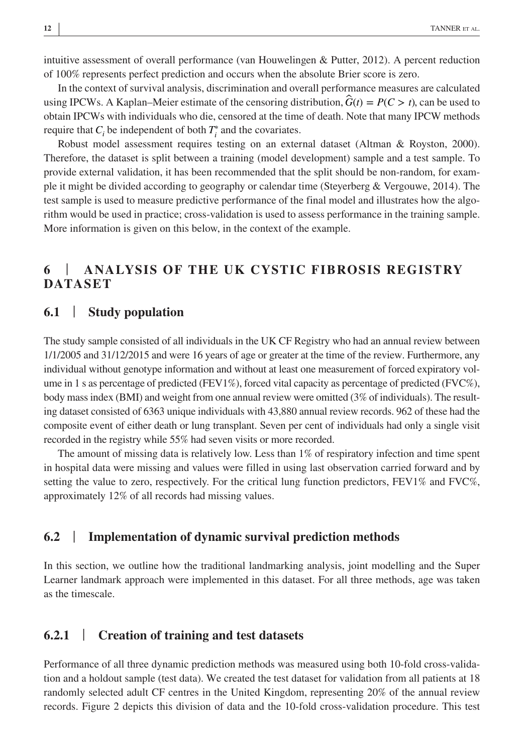intuitive assessment of overall performance (van Houwelingen & Putter, 2012). A percent reduction of 100% represents perfect prediction and occurs when the absolute Brier score is zero.

In the context of survival analysis, discrimination and overall performance measures are calculated using IPCWs. A Kaplan–Meier estimate of the censoring distribution, $\widehat{G}(t) = P(C > t)$, can be used to obtain IPCWs with individuals who die, censored at the time of death. Note that many IPCW methods require that $C_i$ be independent of both $T_i^*$ and the covariates.

Robust model assessment requires testing on an external dataset (Altman & Royston, 2000). Therefore, the dataset is split between a training (model development) sample and a test sample. To provide external validation, it has been recommended that the split should be non-random, for example it might be divided according to geography or calendar time (Steyerberg & Vergouwe, 2014). The test sample is used to measure predictive performance of the final model and illustrates how the algorithm would be used in practice; cross-validation is used to assess performance in the training sample. More information is given on this below, in the context of the example.

## 6 | ANALYSIS OF THE UK CYSTIC FIBROSIS REGISTRY DATASET

### 6.1 | Study population

The study sample consisted of all individuals in the UK CF Registry who had an annual review between 1/1/2005 and 31/12/2015 and were 16 years of age or greater at the time of the review. Furthermore, any individual without genotype information and without at least one measurement of forced expiratory volume in 1 s as percentage of predicted (FEV1%), forced vital capacity as percentage of predicted (FVC%), body mass index (BMI) and weight from one annual review were omitted (3% of individuals). The resulting dataset consisted of 6363 unique individuals with 43,880 annual review records. 962 of these had the composite event of either death or lung transplant. Seven per cent of individuals had only a single visit recorded in the registry while 55% had seven visits or more recorded.

The amount of missing data is relatively low. Less than 1% of respiratory infection and time spent in hospital data were missing and values were filled in using last observation carried forward and by setting the value to zero, respectively. For the critical lung function predictors, FEV1% and FVC%, approximately 12% of all records had missing values.

### 6.2 | Implementation of dynamic survival prediction methods

In this section, we outline how the traditional landmarking analysis, joint modelling and the Super Learner landmark approach were implemented in this dataset. For all three methods, age was taken as the timescale.

#### 6.2.1 | Creation of training and test datasets

Performance of all three dynamic prediction methods was measured using both 10-fold cross-validation and a holdout sample (test data). We created the test dataset for validation from all patients at 18 randomly selected adult CF centres in the United Kingdom, representing 20% of the annual review records. Figure 2 depicts this division of data and the 10-fold cross-validation procedure. This test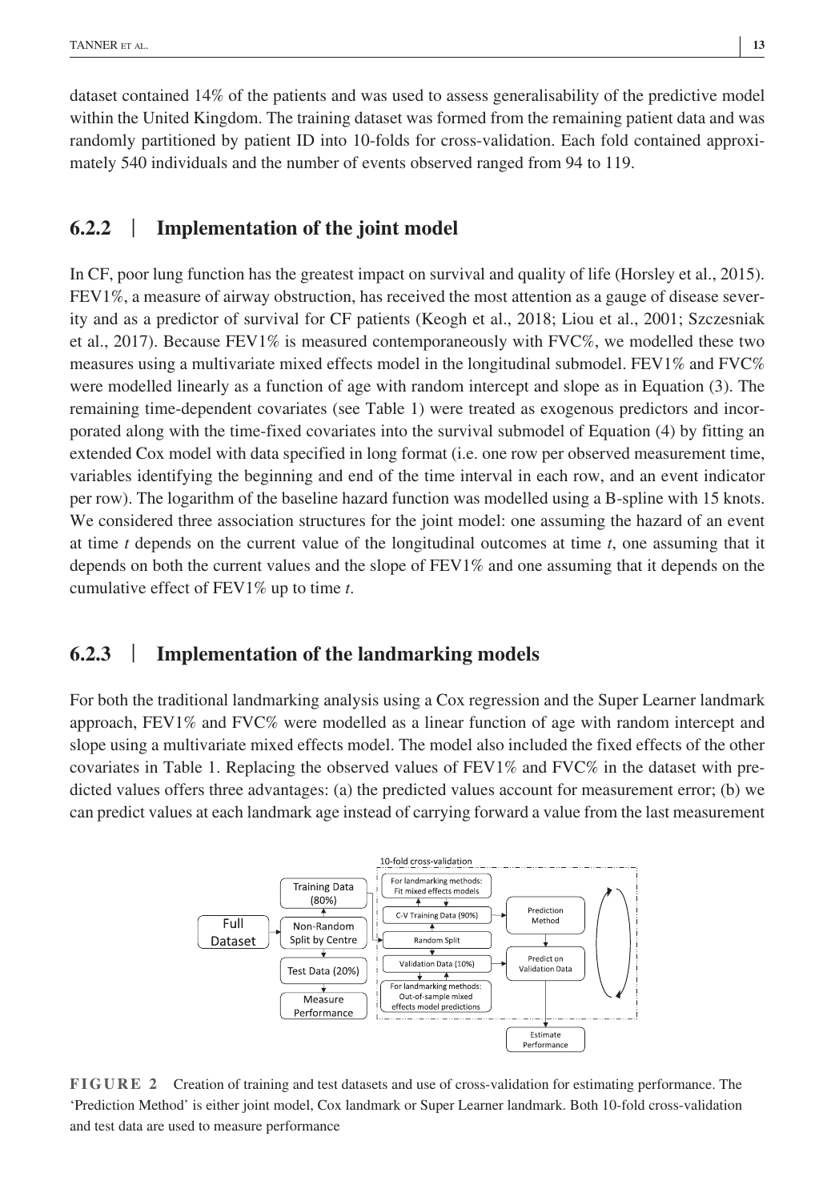dataset contained 14% of the patients and was used to assess generalisability of the predictive model within the United Kingdom. The training dataset was formed from the remaining patient data and was randomly partitioned by patient ID into 10-folds for cross-validation. Each fold contained approximately 540 individuals and the number of events observed ranged from 94 to 119.

### 6.2.2 | Implementation of the joint model

In CF, poor lung function has the greatest impact on survival and quality of life (Horsley et al., 2015). FEV1%, a measure of airway obstruction, has received the most attention as a gauge of disease severity and as a predictor of survival for CF patients (Keogh et al., 2018; Liou et al., 2001; Szczesniak et al., 2017). Because FEV1% is measured contemporaneously with FVC%, we modelled these two measures using a multivariate mixed effects model in the longitudinal submodel. FEV1% and FVC% were modelled linearly as a function of age with random intercept and slope as in Equation (3). The remaining time-dependent covariates (see Table 1) were treated as exogenous predictors and incorporated along with the time-fixed covariates into the survival submodel of Equation (4) by fitting an extended Cox model with data specified in long format (i.e. one row per observed measurement time, variables identifying the beginning and end of the time interval in each row, and an event indicator per row). The logarithm of the baseline hazard function was modelled using a B-spline with 15 knots. We considered three association structures for the joint model: one assuming the hazard of an event at time $t$ depends on the current value of the longitudinal outcomes at time $t$, one assuming that it depends on both the current values and the slope of FEV1% and one assuming that it depends on the cumulative effect of FEV1% up to time $t$.

### 6.2.3 | Implementation of the landmarking models

For both the traditional landmarking analysis using a Cox regression and the Super Learner landmark approach, FEV1% and FVC% were modelled as a linear function of age with random intercept and slope using a multivariate mixed effects model. The model also included the fixed effects of the other covariates in Table 1. Replacing the observed values of FEV1% and FVC% in the dataset with predicted values offers three advantages: (a) the predicted values account for measurement error; (b) we can predict values at each landmark age instead of carrying forward a value from the last measurement

**FIGURE 2** Creation of training and test datasets and use of cross-validation for estimating performance. The 'Prediction Method' is either joint model, Cox landmark or Super Learner landmark. Both 10-fold cross-validation and test data are used to measure performance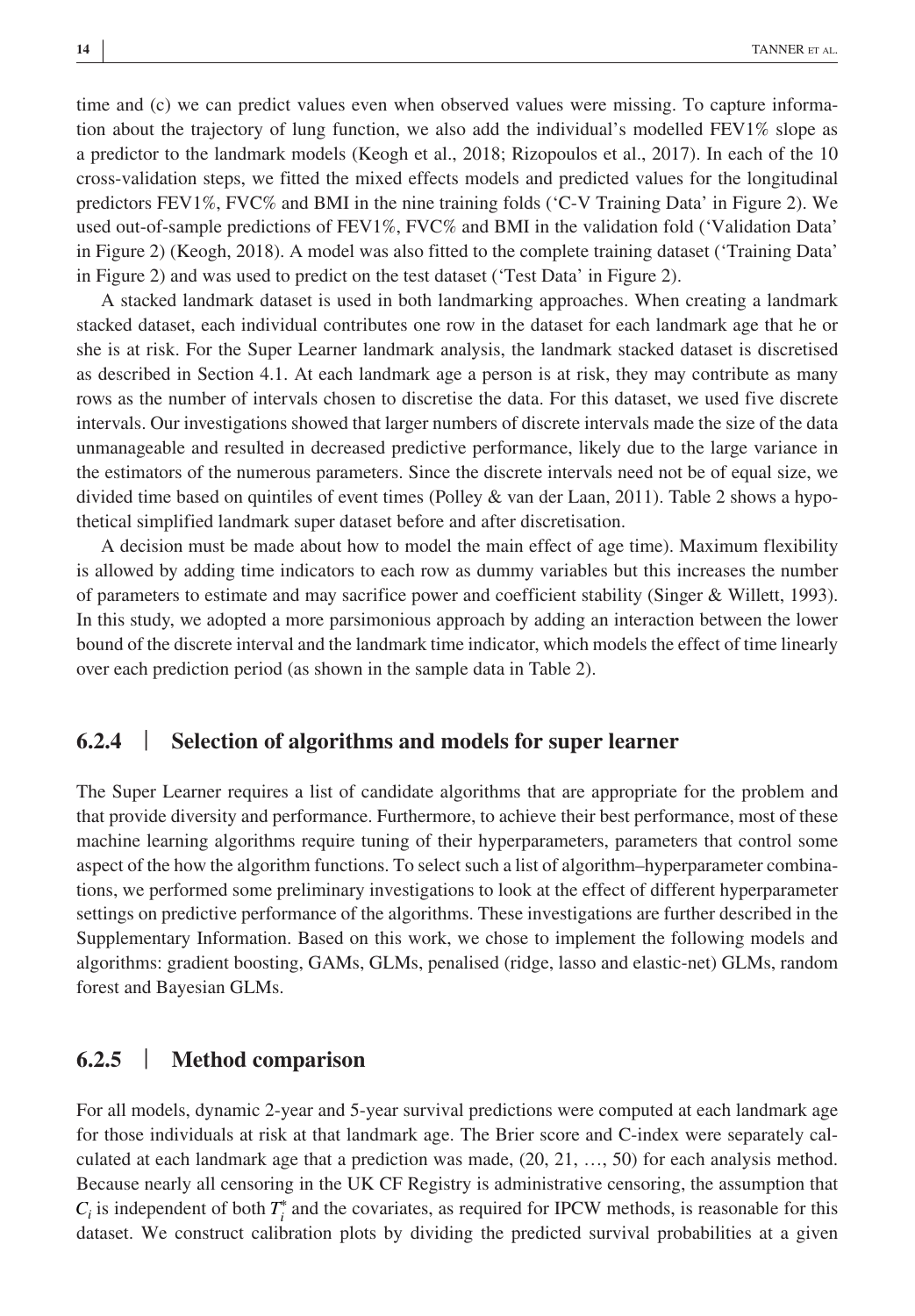time and (c) we can predict values even when observed values were missing. To capture information about the trajectory of lung function, we also add the individual's modelled FEV1% slope as a predictor to the landmark models (Keogh et al., 2018; Rizopoulos et al., 2017). In each of the 10 cross-validation steps, we fitted the mixed effects models and predicted values for the longitudinal predictors FEV1%, FVC% and BMI in the nine training folds ('C-V Training Data' in Figure 2). We used out-of-sample predictions of FEV1%, FVC% and BMI in the validation fold ('Validation Data' in Figure 2) (Keogh, 2018). A model was also fitted to the complete training dataset ('Training Data' in Figure 2) and was used to predict on the test dataset ('Test Data' in Figure 2).

A stacked landmark dataset is used in both landmarking approaches. When creating a landmark stacked dataset, each individual contributes one row in the dataset for each landmark age that he or she is at risk. For the Super Learner landmark analysis, the landmark stacked dataset is discretised as described in Section 4.1. At each landmark age a person is at risk, they may contribute as many rows as the number of intervals chosen to discretise the data. For this dataset, we used five discrete intervals. Our investigations showed that larger numbers of discrete intervals made the size of the data unmanageable and resulted in decreased predictive performance, likely due to the large variance in the estimators of the numerous parameters. Since the discrete intervals need not be of equal size, we divided time based on quintiles of event times (Polley & van der Laan, 2011). Table 2 shows a hypothetical simplified landmark super dataset before and after discretisation.

A decision must be made about how to model the main effect of age time). Maximum flexibility is allowed by adding time indicators to each row as dummy variables but this increases the number of parameters to estimate and may sacrifice power and coefficient stability (Singer & Willett, 1993). In this study, we adopted a more parsimonious approach by adding an interaction between the lower bound of the discrete interval and the landmark time indicator, which models the effect of time linearly over each prediction period (as shown in the sample data in Table 2).

#### 6.2.4 | Selection of algorithms and models for super learner

The Super Learner requires a list of candidate algorithms that are appropriate for the problem and that provide diversity and performance. Furthermore, to achieve their best performance, most of these machine learning algorithms require tuning of their hyperparameters, parameters that control some aspect of the how the algorithm functions. To select such a list of algorithm–hyperparameter combinations, we performed some preliminary investigations to look at the effect of different hyperparameter settings on predictive performance of the algorithms. These investigations are further described in the Supplementary Information. Based on this work, we chose to implement the following models and algorithms: gradient boosting, GAMs, GLMs, penalised (ridge, lasso and elastic-net) GLMs, random forest and Bayesian GLMs.

#### 6.2.5 | Method comparison

For all models, dynamic 2-year and 5-year survival predictions were computed at each landmark age for those individuals at risk at that landmark age. The Brier score and C-index were separately calculated at each landmark age that a prediction was made, (20, 21, …, 50) for each analysis method. Because nearly all censoring in the UK CF Registry is administrative censoring, the assumption that $C_i$ is independent of both $T_i^*$ and the covariates, as required for IPCW methods, is reasonable for this dataset. We construct calibration plots by dividing the predicted survival probabilities at a given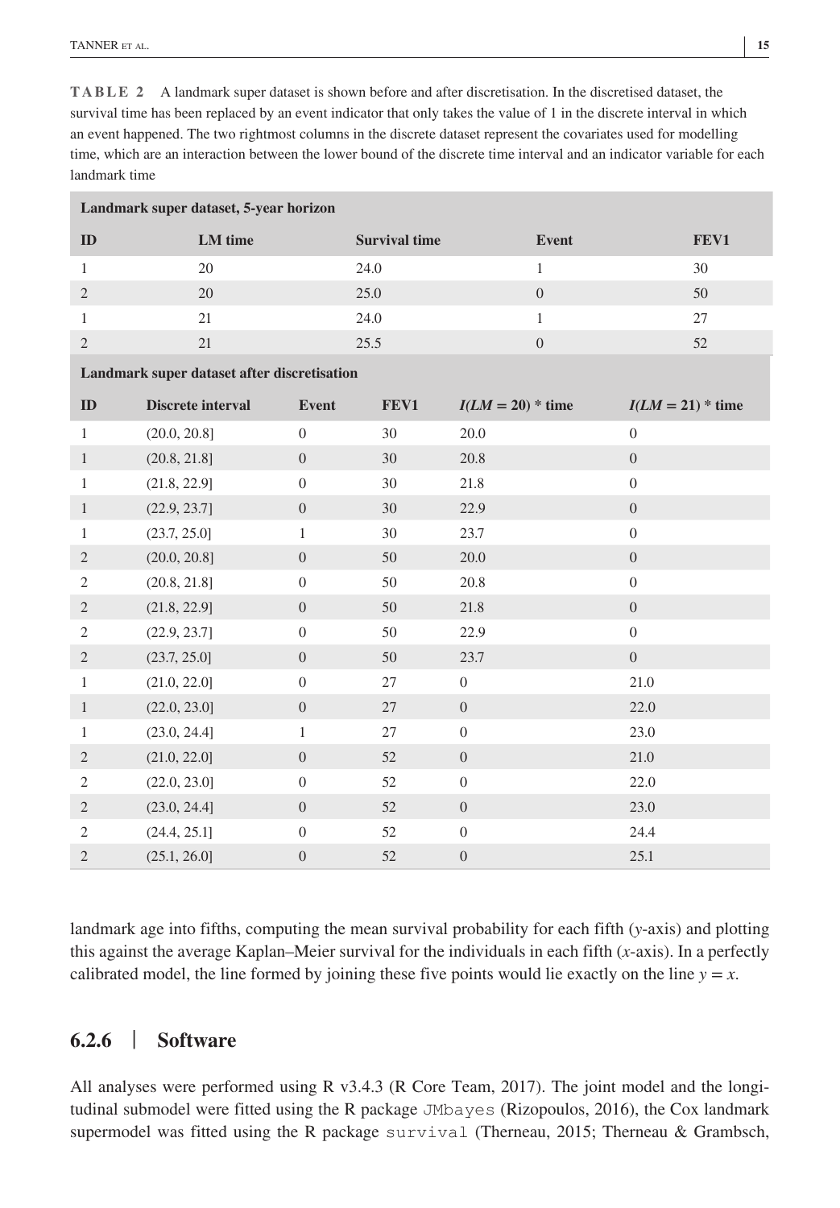**TABLE 2** A landmark super dataset is shown before and after discretisation. In the discretised dataset, the survival time has been replaced by an event indicator that only takes the value of 1 in the discrete interval in which an event happened. The two rightmost columns in the discrete dataset represent the covariates used for modelling time, which are an interaction between the lower bound of the discrete time interval and an indicator variable for each landmark time

**Landmark super dataset, 5-year horizon**

| ID | LM time | Survival time | Event | FEV1 |
|---|---|---|---|---|
| 1 | 20 | 24.0 | 1 | 30 |
| 2 | 20 | 25.0 | 0 | 50 |
| 1 | 21 | 24.0 | 1 | 27 |
| 2 | 21 | 25.5 | 0 | 52 |

**Landmark super dataset after discretisation**

| ID | Discrete interval | Event | FEV1 | $I(LM = 20)$ * time | $I(LM = 21)$ * time |
|---|---|---|---|---|---|
| 1 | (20.0, 20.8] | 0 | 30 | 20.0 | 0 |
| 1 | (20.8, 21.8] | 0 | 30 | 20.8 | 0 |
| 1 | (21.8, 22.9] | 0 | 30 | 21.8 | 0 |
| 1 | (22.9, 23.7] | 0 | 30 | 22.9 | 0 |
| 1 | (23.7, 25.0] | 1 | 30 | 23.7 | 0 |
| 2 | (20.0, 20.8] | 0 | 50 | 20.0 | 0 |
| 2 | (20.8, 21.8] | 0 | 50 | 20.8 | 0 |
| 2 | (21.8, 22.9] | 0 | 50 | 21.8 | 0 |
| 2 | (22.9, 23.7] | 0 | 50 | 22.9 | 0 |
| 2 | (23.7, 25.0] | 0 | 50 | 23.7 | 0 |
| 1 | (21.0, 22.0] | 0 | 27 | 0 | 21.0 |
| 1 | (22.0, 23.0] | 0 | 27 | 0 | 22.0 |
| 1 | (23.0, 24.4] | 1 | 27 | 0 | 23.0 |
| 2 | (21.0, 22.0] | 0 | 52 | 0 | 21.0 |
| 2 | (22.0, 23.0] | 0 | 52 | 0 | 22.0 |
| 2 | (23.0, 24.4] | 0 | 52 | 0 | 23.0 |
| 2 | (24.4, 25.1] | 0 | 52 | 0 | 24.4 |
| 2 | (25.1, 26.0] | 0 | 52 | 0 | 25.1 |

landmark age into fifths, computing the mean survival probability for each fifth ($y$-axis) and plotting this against the average Kaplan–Meier survival for the individuals in each fifth ($x$-axis). In a perfectly calibrated model, the line formed by joining these five points would lie exactly on the line $y = x$.

### 6.2.6 | Software

All analyses were performed using R v3.4.3 (R Core Team, 2017). The joint model and the longitudinal submodel were fitted using the R package `JMbayes` (Rizopoulos, 2016), the Cox landmark supermodel was fitted using the R package `survival` (Therneau, 2015; Therneau & Grambsch,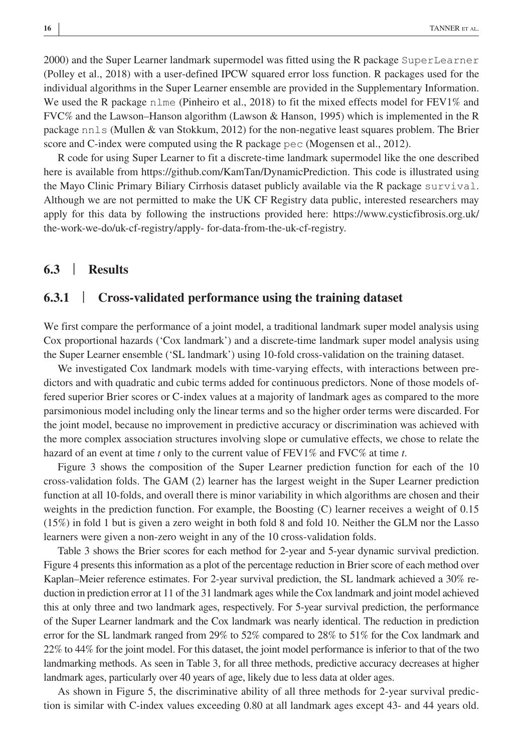2000) and the Super Learner landmark supermodel was fitted using the R package SuperLearner (Polley et al., 2018) with a user-defined IPCW squared error loss function. R packages used for the individual algorithms in the Super Learner ensemble are provided in the Supplementary Information. We used the R package nlme (Pinheiro et al., 2018) to fit the mixed effects model for FEV1% and FVC% and the Lawson–Hanson algorithm (Lawson & Hanson, 1995) which is implemented in the R package nnls (Mullen & van Stokkum, 2012) for the non-negative least squares problem. The Brier score and C-index were computed using the R package pec (Mogensen et al., 2012).

R code for using Super Learner to fit a discrete-time landmark supermodel like the one described here is available from https://github.com/KamTan/DynamicPrediction. This code is illustrated using the Mayo Clinic Primary Biliary Cirrhosis dataset publicly available via the R package survival. Although we are not permitted to make the UK CF Registry data public, interested researchers may apply for this data by following the instructions provided here: https://www.cysticfibrosis.org.uk/the-work-we-do/uk-cf-registry/apply- for-data-from-the-uk-cf-registry.

## 6.3 | Results

### 6.3.1 | Cross-validated performance using the training dataset

We first compare the performance of a joint model, a traditional landmark super model analysis using Cox proportional hazards ('Cox landmark') and a discrete-time landmark super model analysis using the Super Learner ensemble ('SL landmark') using 10-fold cross-validation on the training dataset.

We investigated Cox landmark models with time-varying effects, with interactions between predictors and with quadratic and cubic terms added for continuous predictors. None of those models offered superior Brier scores or C-index values at a majority of landmark ages as compared to the more parsimonious model including only the linear terms and so the higher order terms were discarded. For the joint model, because no improvement in predictive accuracy or discrimination was achieved with the more complex association structures involving slope or cumulative effects, we chose to relate the hazard of an event at time $t$ only to the current value of FEV1% and FVC% at time $t$.

Figure 3 shows the composition of the Super Learner prediction function for each of the 10 cross-validation folds. The GAM (2) learner has the largest weight in the Super Learner prediction function at all 10-folds, and overall there is minor variability in which algorithms are chosen and their weights in the prediction function. For example, the Boosting (C) learner receives a weight of 0.15 (15%) in fold 1 but is given a zero weight in both fold 8 and fold 10. Neither the GLM nor the Lasso learners were given a non-zero weight in any of the 10 cross-validation folds.

Table 3 shows the Brier scores for each method for 2-year and 5-year dynamic survival prediction. Figure 4 presents this information as a plot of the percentage reduction in Brier score of each method over Kaplan–Meier reference estimates. For 2-year survival prediction, the SL landmark achieved a 30% reduction in prediction error at 11 of the 31 landmark ages while the Cox landmark and joint model achieved this at only three and two landmark ages, respectively. For 5-year survival prediction, the performance of the Super Learner landmark and the Cox landmark was nearly identical. The reduction in prediction error for the SL landmark ranged from 29% to 52% compared to 28% to 51% for the Cox landmark and 22% to 44% for the joint model. For this dataset, the joint model performance is inferior to that of the two landmarking methods. As seen in Table 3, for all three methods, predictive accuracy decreases at higher landmark ages, particularly over 40 years of age, likely due to less data at older ages.

As shown in Figure 5, the discriminative ability of all three methods for 2-year survival prediction is similar with C-index values exceeding 0.80 at all landmark ages except 43- and 44 years old.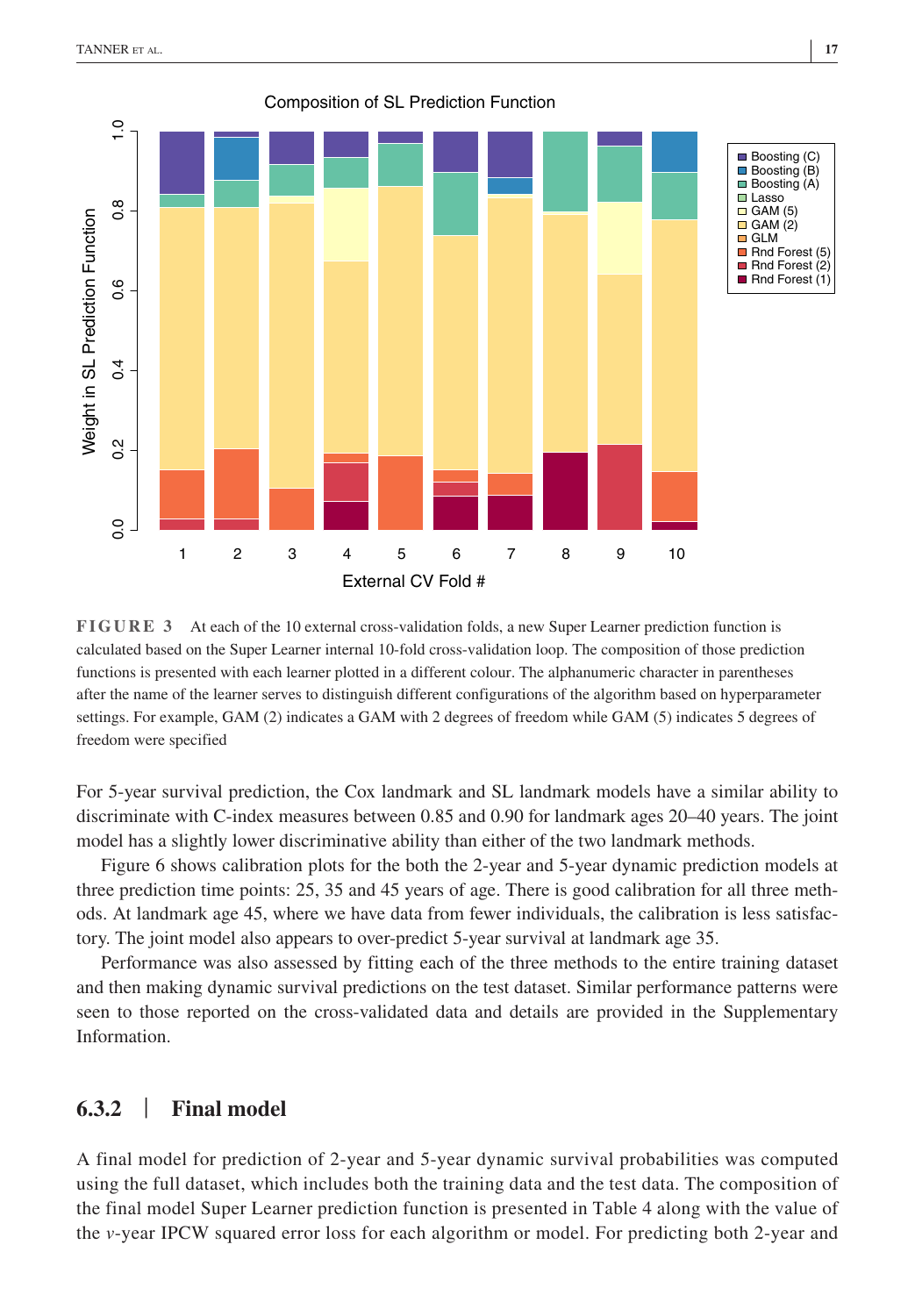**FIGURE 3** At each of the 10 external cross-validation folds, a new Super Learner prediction function is calculated based on the Super Learner internal 10-fold cross-validation loop. The composition of those prediction functions is presented with each learner plotted in a different colour. The alphanumeric character in parentheses after the name of the learner serves to distinguish different configurations of the algorithm based on hyperparameter settings. For example, GAM (2) indicates a GAM with 2 degrees of freedom while GAM (5) indicates 5 degrees of freedom were specified

For 5-year survival prediction, the Cox landmark and SL landmark models have a similar ability to discriminate with C-index measures between 0.85 and 0.90 for landmark ages 20–40 years. The joint model has a slightly lower discriminative ability than either of the two landmark methods.

Figure 6 shows calibration plots for the both the 2-year and 5-year dynamic prediction models at three prediction time points: 25, 35 and 45 years of age. There is good calibration for all three methods. At landmark age 45, where we have data from fewer individuals, the calibration is less satisfactory. The joint model also appears to over-predict 5-year survival at landmark age 35.

Performance was also assessed by fitting each of the three methods to the entire training dataset and then making dynamic survival predictions on the test dataset. Similar performance patterns were seen to those reported on the cross-validated data and details are provided in the Supplementary Information.

### 6.3.2 | Final model

A final model for prediction of 2-year and 5-year dynamic survival probabilities was computed using the full dataset, which includes both the training data and the test data. The composition of the final model Super Learner prediction function is presented in Table 4 along with the value of the $v$-year IPCW squared error loss for each algorithm or model. For predicting both 2-year and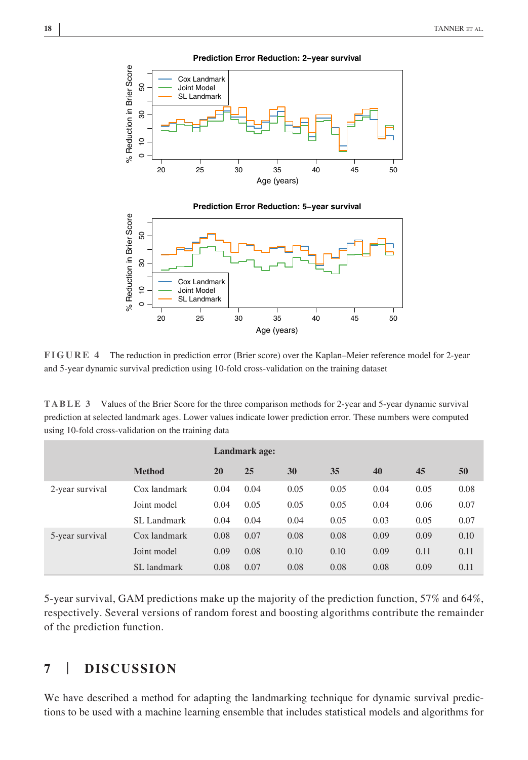**FIGURE 4** The reduction in prediction error (Brier score) over the Kaplan–Meier reference model for 2-year and 5-year dynamic survival prediction using 10-fold cross-validation on the training dataset

**TABLE 3** Values of the Brier Score for the three comparison methods for 2-year and 5-year dynamic survival prediction at selected landmark ages. Lower values indicate lower prediction error. These numbers were computed using 10-fold cross-validation on the training data

| | | Landmark age: | | | | | | |
|---|---|---|---|---|---|---|---|---|
| | **Method** | **20** | **25** | **30** | **35** | **40** | **45** | **50** |
| 2-year survival | Cox landmark | 0.04 | 0.04 | 0.05 | 0.05 | 0.04 | 0.05 | 0.08 |
| | Joint model | 0.04 | 0.05 | 0.05 | 0.05 | 0.04 | 0.06 | 0.07 |
| | SL Landmark | 0.04 | 0.04 | 0.04 | 0.05 | 0.03 | 0.05 | 0.07 |
| 5-year survival | Cox landmark | 0.08 | 0.07 | 0.08 | 0.08 | 0.09 | 0.09 | 0.10 |
| | Joint model | 0.09 | 0.08 | 0.10 | 0.10 | 0.09 | 0.11 | 0.11 |
| | SL landmark | 0.08 | 0.07 | 0.08 | 0.08 | 0.08 | 0.09 | 0.11 |

5-year survival, GAM predictions make up the majority of the prediction function, 57% and 64%, respectively. Several versions of random forest and boosting algorithms contribute the remainder of the prediction function.

## 7 | DISCUSSION

We have described a method for adapting the landmarking technique for dynamic survival predictions to be used with a machine learning ensemble that includes statistical models and algorithms for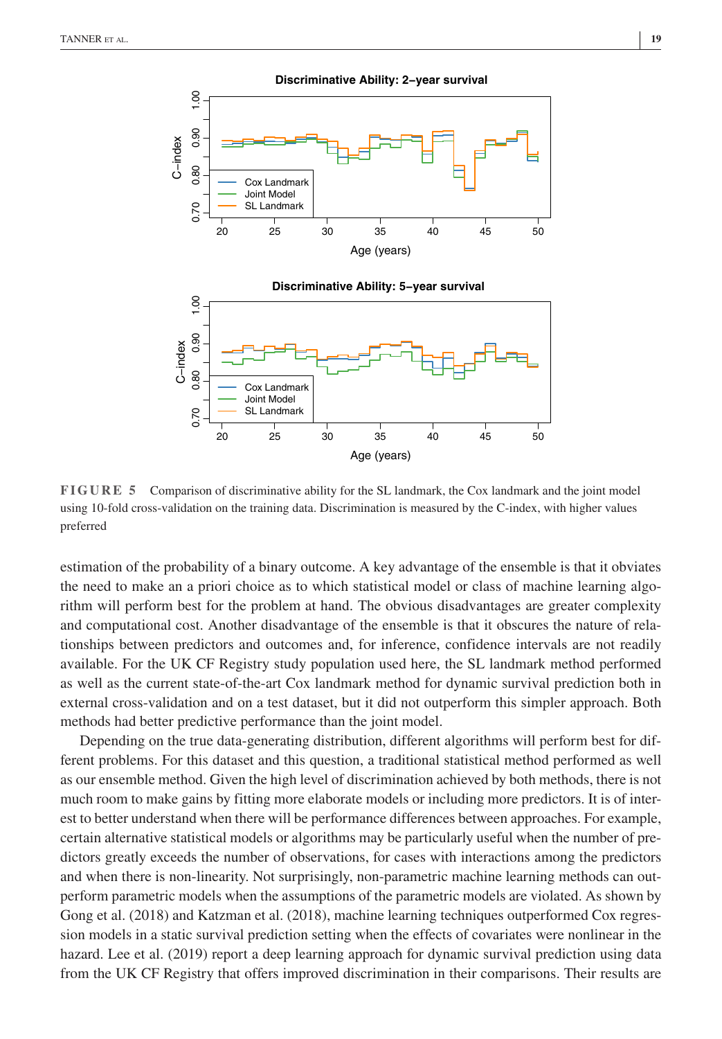**Discriminative Ability: 2−year survival**

C−index

1.00
0.90
0.80
0.70

Cox Landmark
Joint Model
SL Landmark

20 25 30 35 40 45 50

Age (years)

**Discriminative Ability: 5−year survival**

C−index

1.00
0.90
0.80
0.70

Cox Landmark
Joint Model
SL Landmark

20 25 30 35 40 45 50

Age (years)

**FIGURE 5** Comparison of discriminative ability for the SL landmark, the Cox landmark and the joint model using 10-fold cross-validation on the training data. Discrimination is measured by the C-index, with higher values preferred

estimation of the probability of a binary outcome. A key advantage of the ensemble is that it obviates the need to make an a priori choice as to which statistical model or class of machine learning algorithm will perform best for the problem at hand. The obvious disadvantages are greater complexity and computational cost. Another disadvantage of the ensemble is that it obscures the nature of relationships between predictors and outcomes and, for inference, confidence intervals are not readily available. For the UK CF Registry study population used here, the SL landmark method performed as well as the current state-of-the-art Cox landmark method for dynamic survival prediction both in external cross-validation and on a test dataset, but it did not outperform this simpler approach. Both methods had better predictive performance than the joint model.

Depending on the true data-generating distribution, different algorithms will perform best for different problems. For this dataset and this question, a traditional statistical method performed as well as our ensemble method. Given the high level of discrimination achieved by both methods, there is not much room to make gains by fitting more elaborate models or including more predictors. It is of interest to better understand when there will be performance differences between approaches. For example, certain alternative statistical models or algorithms may be particularly useful when the number of predictors greatly exceeds the number of observations, for cases with interactions among the predictors and when there is non-linearity. Not surprisingly, non-parametric machine learning methods can outperform parametric models when the assumptions of the parametric models are violated. As shown by Gong et al. (2018) and Katzman et al. (2018), machine learning techniques outperformed Cox regression models in a static survival prediction setting when the effects of covariates were nonlinear in the hazard. Lee et al. (2019) report a deep learning approach for dynamic survival prediction using data from the UK CF Registry that offers improved discrimination in their comparisons. Their results are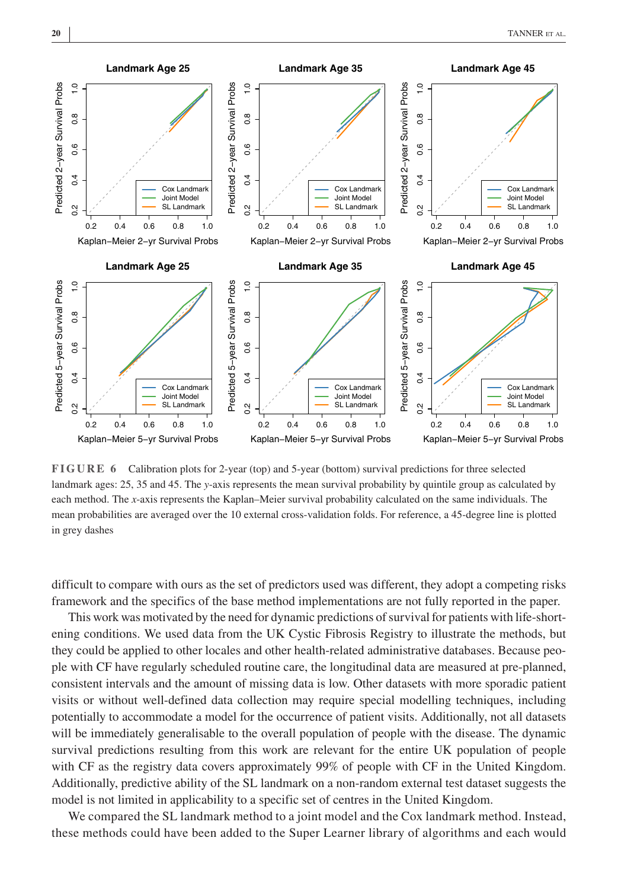**FIGURE 6** Calibration plots for 2-year (top) and 5-year (bottom) survival predictions for three selected landmark ages: 25, 35 and 45. The $y$-axis represents the mean survival probability by quintile group as calculated by each method. The $x$-axis represents the Kaplan–Meier survival probability calculated on the same individuals. The mean probabilities are averaged over the 10 external cross-validation folds. For reference, a 45-degree line is plotted in grey dashes

difficult to compare with ours as the set of predictors used was different, they adopt a competing risks framework and the specifics of the base method implementations are not fully reported in the paper.

This work was motivated by the need for dynamic predictions of survival for patients with life-shortening conditions. We used data from the UK Cystic Fibrosis Registry to illustrate the methods, but they could be applied to other locales and other health-related administrative databases. Because people with CF have regularly scheduled routine care, the longitudinal data are measured at pre-planned, consistent intervals and the amount of missing data is low. Other datasets with more sporadic patient visits or without well-defined data collection may require special modelling techniques, including potentially to accommodate a model for the occurrence of patient visits. Additionally, not all datasets will be immediately generalisable to the overall population of people with the disease. The dynamic survival predictions resulting from this work are relevant for the entire UK population of people with CF as the registry data covers approximately 99% of people with CF in the United Kingdom. Additionally, predictive ability of the SL landmark on a non-random external test dataset suggests the model is not limited in applicability to a specific set of centres in the United Kingdom.

We compared the SL landmark method to a joint model and the Cox landmark method. Instead, these methods could have been added to the Super Learner library of algorithms and each would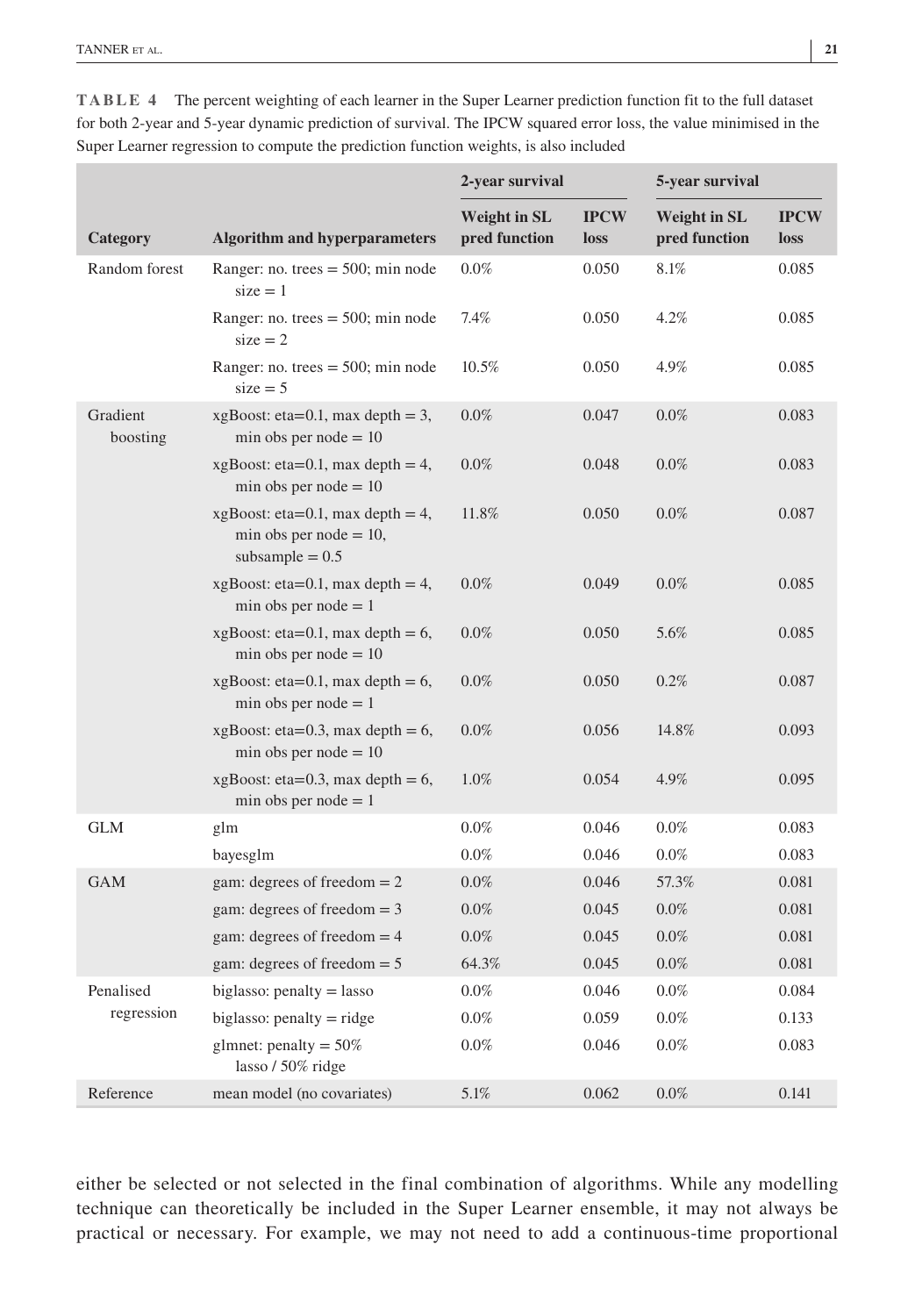**TABLE 4** The percent weighting of each learner in the Super Learner prediction function fit to the full dataset for both 2-year and 5-year dynamic prediction of survival. The IPCW squared error loss, the value minimised in the Super Learner regression to compute the prediction function weights, is also included

| | | 2-year survival | | 5-year survival | |
|---|---|---|---|---|---|
| **Category** | **Algorithm and hyperparameters** | **Weight in SL pred function** | **IPCW loss** | **Weight in SL pred function** | **IPCW loss** |
| Random forest | Ranger: no. trees = 500; min node size = 1 | 0.0% | 0.050 | 8.1% | 0.085 |
| | Ranger: no. trees = 500; min node size = 2 | 7.4% | 0.050 | 4.2% | 0.085 |
| | Ranger: no. trees = 500; min node size = 5 | 10.5% | 0.050 | 4.9% | 0.085 |
| Gradient boosting | xgBoost: eta=0.1, max depth = 3, min obs per node = 10 | 0.0% | 0.047 | 0.0% | 0.083 |
| | xgBoost: eta=0.1, max depth = 4, min obs per node = 10 | 0.0% | 0.048 | 0.0% | 0.083 |
| | xgBoost: eta=0.1, max depth = 4, min obs per node = 10, subsample = 0.5 | 11.8% | 0.050 | 0.0% | 0.087 |
| | xgBoost: eta=0.1, max depth = 4, min obs per node = 1 | 0.0% | 0.049 | 0.0% | 0.085 |
| | xgBoost: eta=0.1, max depth = 6, min obs per node = 10 | 0.0% | 0.050 | 5.6% | 0.085 |
| | xgBoost: eta=0.1, max depth = 6, min obs per node = 1 | 0.0% | 0.050 | 0.2% | 0.087 |
| | xgBoost: eta=0.3, max depth = 6, min obs per node = 10 | 0.0% | 0.056 | 14.8% | 0.093 |
| | xgBoost: eta=0.3, max depth = 6, min obs per node = 1 | 1.0% | 0.054 | 4.9% | 0.095 |
| GLM | glm | 0.0% | 0.046 | 0.0% | 0.083 |
| | bayesglm | 0.0% | 0.046 | 0.0% | 0.083 |
| GAM | gam: degrees of freedom = 2 | 0.0% | 0.046 | 57.3% | 0.081 |
| | gam: degrees of freedom = 3 | 0.0% | 0.045 | 0.0% | 0.081 |
| | gam: degrees of freedom = 4 | 0.0% | 0.045 | 0.0% | 0.081 |
| | gam: degrees of freedom = 5 | 64.3% | 0.045 | 0.0% | 0.081 |
| Penalised regression | biglasso: penalty = lasso | 0.0% | 0.046 | 0.0% | 0.084 |
| | biglasso: penalty = ridge | 0.0% | 0.059 | 0.0% | 0.133 |
| | glmnet: penalty = 50% lasso / 50% ridge | 0.0% | 0.046 | 0.0% | 0.083 |
| Reference | mean model (no covariates) | 5.1% | 0.062 | 0.0% | 0.141 |

either be selected or not selected in the final combination of algorithms. While any modelling technique can theoretically be included in the Super Learner ensemble, it may not always be practical or necessary. For example, we may not need to add a continuous-time proportional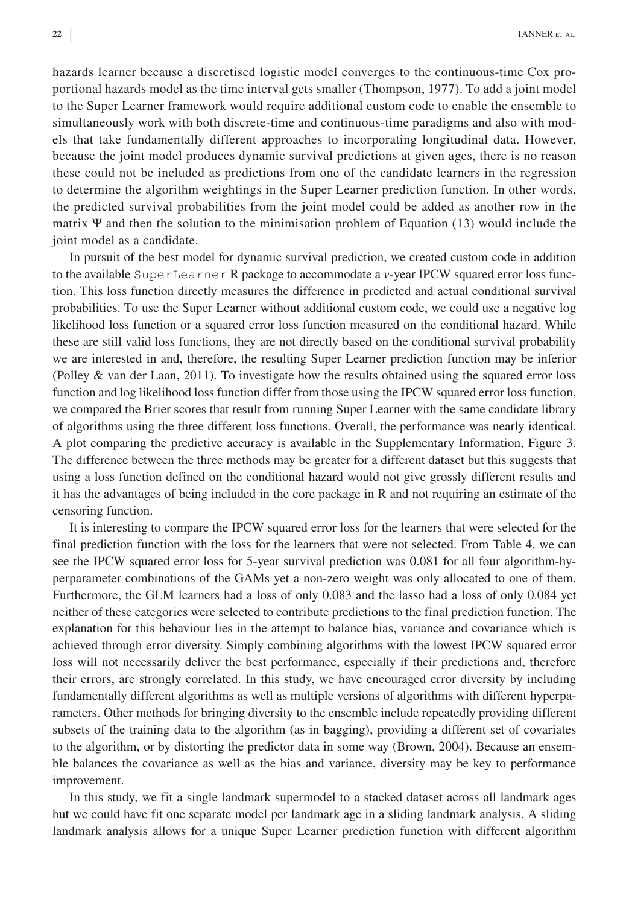hazards learner because a discretised logistic model converges to the continuous-time Cox proportional hazards model as the time interval gets smaller (Thompson, 1977). To add a joint model to the Super Learner framework would require additional custom code to enable the ensemble to simultaneously work with both discrete-time and continuous-time paradigms and also with models that take fundamentally different approaches to incorporating longitudinal data. However, because the joint model produces dynamic survival predictions at given ages, there is no reason these could not be included as predictions from one of the candidate learners in the regression to determine the algorithm weightings in the Super Learner prediction function. In other words, the predicted survival probabilities from the joint model could be added as another row in the matrix $\Psi$ and then the solution to the minimisation problem of Equation (13) would include the joint model as a candidate.

In pursuit of the best model for dynamic survival prediction, we created custom code in addition to the available `SuperLearner` R package to accommodate a $v$-year IPCW squared error loss function. This loss function directly measures the difference in predicted and actual conditional survival probabilities. To use the Super Learner without additional custom code, we could use a negative log likelihood loss function or a squared error loss function measured on the conditional hazard. While these are still valid loss functions, they are not directly based on the conditional survival probability we are interested in and, therefore, the resulting Super Learner prediction function may be inferior (Polley & van der Laan, 2011). To investigate how the results obtained using the squared error loss function and log likelihood loss function differ from those using the IPCW squared error loss function, we compared the Brier scores that result from running Super Learner with the same candidate library of algorithms using the three different loss functions. Overall, the performance was nearly identical. A plot comparing the predictive accuracy is available in the Supplementary Information, Figure 3. The difference between the three methods may be greater for a different dataset but this suggests that using a loss function defined on the conditional hazard would not give grossly different results and it has the advantages of being included in the core package in R and not requiring an estimate of the censoring function.

It is interesting to compare the IPCW squared error loss for the learners that were selected for the final prediction function with the loss for the learners that were not selected. From Table 4, we can see the IPCW squared error loss for 5-year survival prediction was 0.081 for all four algorithm-hyperparameter combinations of the GAMs yet a non-zero weight was only allocated to one of them. Furthermore, the GLM learners had a loss of only 0.083 and the lasso had a loss of only 0.084 yet neither of these categories were selected to contribute predictions to the final prediction function. The explanation for this behaviour lies in the attempt to balance bias, variance and covariance which is achieved through error diversity. Simply combining algorithms with the lowest IPCW squared error loss will not necessarily deliver the best performance, especially if their predictions and, therefore their errors, are strongly correlated. In this study, we have encouraged error diversity by including fundamentally different algorithms as well as multiple versions of algorithms with different hyperparameters. Other methods for bringing diversity to the ensemble include repeatedly providing different subsets of the training data to the algorithm (as in bagging), providing a different set of covariates to the algorithm, or by distorting the predictor data in some way (Brown, 2004). Because an ensemble balances the covariance as well as the bias and variance, diversity may be key to performance improvement.

In this study, we fit a single landmark supermodel to a stacked dataset across all landmark ages but we could have fit one separate model per landmark age in a sliding landmark analysis. A sliding landmark analysis allows for a unique Super Learner prediction function with different algorithm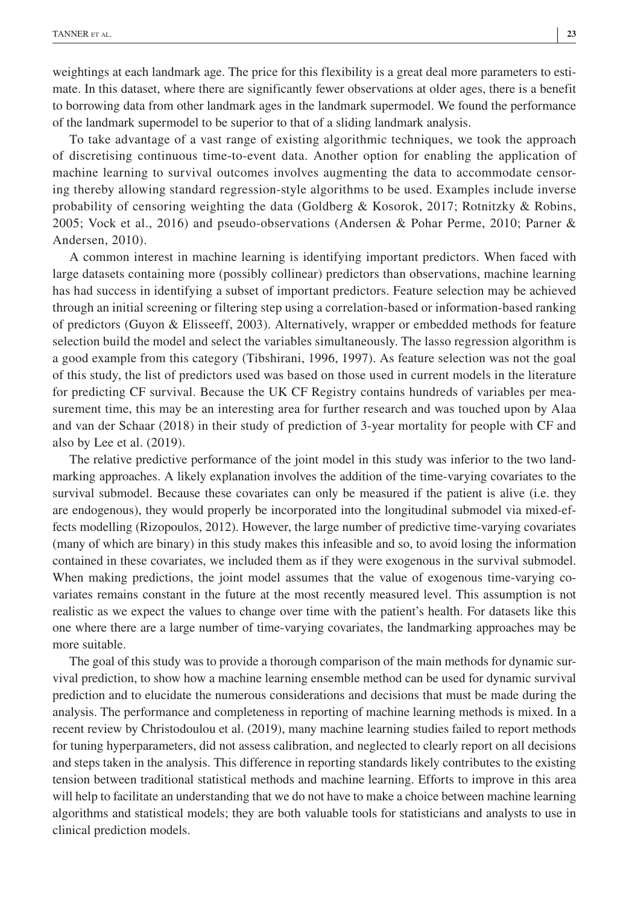weightings at each landmark age. The price for this flexibility is a great deal more parameters to estimate. In this dataset, where there are significantly fewer observations at older ages, there is a benefit to borrowing data from other landmark ages in the landmark supermodel. We found the performance of the landmark supermodel to be superior to that of a sliding landmark analysis.

To take advantage of a vast range of existing algorithmic techniques, we took the approach of discretising continuous time-to-event data. Another option for enabling the application of machine learning to survival outcomes involves augmenting the data to accommodate censoring thereby allowing standard regression-style algorithms to be used. Examples include inverse probability of censoring weighting the data (Goldberg & Kosorok, 2017; Rotnitzky & Robins, 2005; Vock et al., 2016) and pseudo-observations (Andersen & Pohar Perme, 2010; Parner & Andersen, 2010).

A common interest in machine learning is identifying important predictors. When faced with large datasets containing more (possibly collinear) predictors than observations, machine learning has had success in identifying a subset of important predictors. Feature selection may be achieved through an initial screening or filtering step using a correlation-based or information-based ranking of predictors (Guyon & Elisseeff, 2003). Alternatively, wrapper or embedded methods for feature selection build the model and select the variables simultaneously. The lasso regression algorithm is a good example from this category (Tibshirani, 1996, 1997). As feature selection was not the goal of this study, the list of predictors used was based on those used in current models in the literature for predicting CF survival. Because the UK CF Registry contains hundreds of variables per measurement time, this may be an interesting area for further research and was touched upon by Alaa and van der Schaar (2018) in their study of prediction of 3-year mortality for people with CF and also by Lee et al. (2019).

The relative predictive performance of the joint model in this study was inferior to the two landmarking approaches. A likely explanation involves the addition of the time-varying covariates to the survival submodel. Because these covariates can only be measured if the patient is alive (i.e. they are endogenous), they would properly be incorporated into the longitudinal submodel via mixed-effects modelling (Rizopoulos, 2012). However, the large number of predictive time-varying covariates (many of which are binary) in this study makes this infeasible and so, to avoid losing the information contained in these covariates, we included them as if they were exogenous in the survival submodel. When making predictions, the joint model assumes that the value of exogenous time-varying covariates remains constant in the future at the most recently measured level. This assumption is not realistic as we expect the values to change over time with the patient's health. For datasets like this one where there are a large number of time-varying covariates, the landmarking approaches may be more suitable.

The goal of this study was to provide a thorough comparison of the main methods for dynamic survival prediction, to show how a machine learning ensemble method can be used for dynamic survival prediction and to elucidate the numerous considerations and decisions that must be made during the analysis. The performance and completeness in reporting of machine learning methods is mixed. In a recent review by Christodoulou et al. (2019), many machine learning studies failed to report methods for tuning hyperparameters, did not assess calibration, and neglected to clearly report on all decisions and steps taken in the analysis. This difference in reporting standards likely contributes to the existing tension between traditional statistical methods and machine learning. Efforts to improve in this area will help to facilitate an understanding that we do not have to make a choice between machine learning algorithms and statistical models; they are both valuable tools for statisticians and analysts to use in clinical prediction models.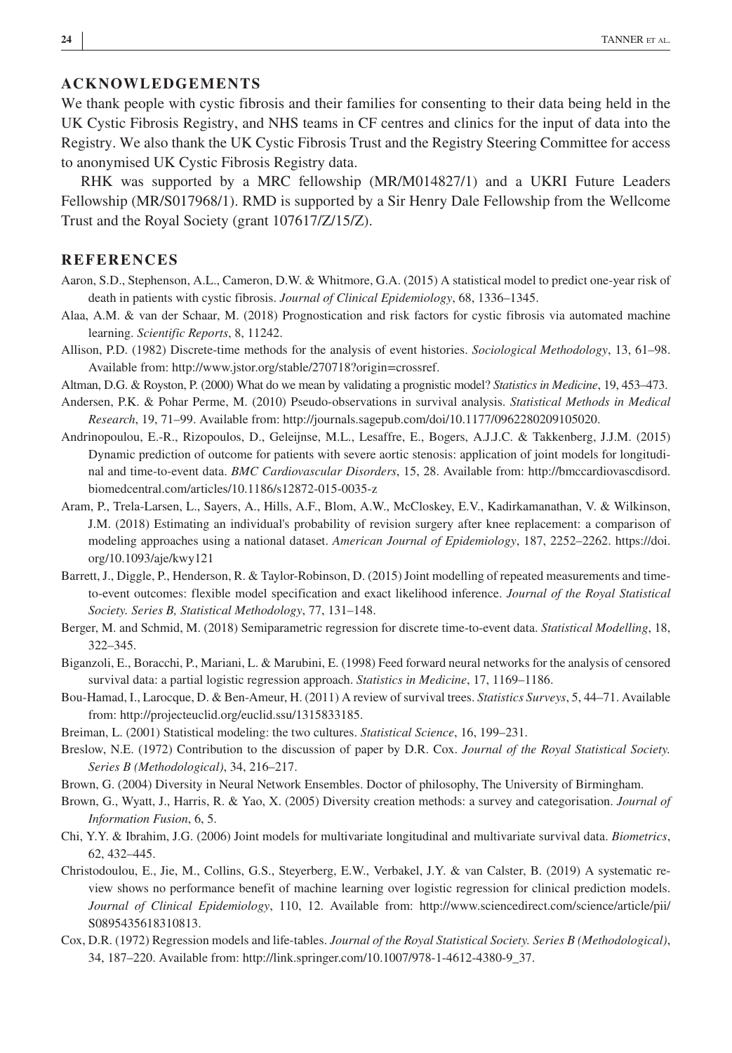## ACKNOWLEDGEMENTS

We thank people with cystic fibrosis and their families for consenting to their data being held in the UK Cystic Fibrosis Registry, and NHS teams in CF centres and clinics for the input of data into the Registry. We also thank the UK Cystic Fibrosis Trust and the Registry Steering Committee for access to anonymised UK Cystic Fibrosis Registry data.

RHK was supported by a MRC fellowship (MR/M014827/1) and a UKRI Future Leaders Fellowship (MR/S017968/1). RMD is supported by a Sir Henry Dale Fellowship from the Wellcome Trust and the Royal Society (grant 107617/Z/15/Z).

## REFERENCES

Aaron, S.D., Stephenson, A.L., Cameron, D.W. & Whitmore, G.A. (2015) A statistical model to predict one-year risk of death in patients with cystic fibrosis. *Journal of Clinical Epidemiology*, 68, 1336–1345.

Alaa, A.M. & van der Schaar, M. (2018) Prognostication and risk factors for cystic fibrosis via automated machine learning. *Scientific Reports*, 8, 11242.

Allison, P.D. (1982) Discrete-time methods for the analysis of event histories. *Sociological Methodology*, 13, 61–98. Available from: http://www.jstor.org/stable/270718?origin=crossref.

Altman, D.G. & Royston, P. (2000) What do we mean by validating a prognistic model? *Statistics in Medicine*, 19, 453–473.

Andersen, P.K. & Pohar Perme, M. (2010) Pseudo-observations in survival analysis. *Statistical Methods in Medical Research*, 19, 71–99. Available from: http://journals.sagepub.com/doi/10.1177/0962280209105020.

Andrinopoulou, E.-R., Rizopoulos, D., Geleijnse, M.L., Lesaffre, E., Bogers, A.J.J.C. & Takkenberg, J.J.M. (2015) Dynamic prediction of outcome for patients with severe aortic stenosis: application of joint models for longitudinal and time-to-event data. *BMC Cardiovascular Disorders*, 15, 28. Available from: http://bmccardiovascdisord.biomedcentral.com/articles/10.1186/s12872-015-0035-z

Aram, P., Trela-Larsen, L., Sayers, A., Hills, A.F., Blom, A.W., McCloskey, E.V., Kadirkamanathan, V. & Wilkinson, J.M. (2018) Estimating an individual's probability of revision surgery after knee replacement: a comparison of modeling approaches using a national dataset. *American Journal of Epidemiology*, 187, 2252–2262. https://doi.org/10.1093/aje/kwy121

Barrett, J., Diggle, P., Henderson, R. & Taylor-Robinson, D. (2015) Joint modelling of repeated measurements and time-to-event outcomes: flexible model specification and exact likelihood inference. *Journal of the Royal Statistical Society. Series B, Statistical Methodology*, 77, 131–148.

Berger, M. and Schmid, M. (2018) Semiparametric regression for discrete time-to-event data. *Statistical Modelling*, 18, 322–345.

Biganzoli, E., Boracchi, P., Mariani, L. & Marubini, E. (1998) Feed forward neural networks for the analysis of censored survival data: a partial logistic regression approach. *Statistics in Medicine*, 17, 1169–1186.

Bou-Hamad, I., Larocque, D. & Ben-Ameur, H. (2011) A review of survival trees. *Statistics Surveys*, 5, 44–71. Available from: http://projecteuclid.org/euclid.ssu/1315833185.

Breiman, L. (2001) Statistical modeling: the two cultures. *Statistical Science*, 16, 199–231.

Breslow, N.E. (1972) Contribution to the discussion of paper by D.R. Cox. *Journal of the Royal Statistical Society. Series B (Methodological)*, 34, 216–217.

Brown, G. (2004) Diversity in Neural Network Ensembles. Doctor of philosophy, The University of Birmingham.

Brown, G., Wyatt, J., Harris, R. & Yao, X. (2005) Diversity creation methods: a survey and categorisation. *Journal of Information Fusion*, 6, 5.

Chi, Y.Y. & Ibrahim, J.G. (2006) Joint models for multivariate longitudinal and multivariate survival data. *Biometrics*, 62, 432–445.

Christodoulou, E., Jie, M., Collins, G.S., Steyerberg, E.W., Verbakel, J.Y. & van Calster, B. (2019) A systematic review shows no performance benefit of machine learning over logistic regression for clinical prediction models. *Journal of Clinical Epidemiology*, 110, 12. Available from: http://www.sciencedirect.com/science/article/pii/S0895435618310813.

Cox, D.R. (1972) Regression models and life-tables. *Journal of the Royal Statistical Society. Series B (Methodological)*, 34, 187–220. Available from: http://link.springer.com/10.1007/978-1-4612-4380-9_37.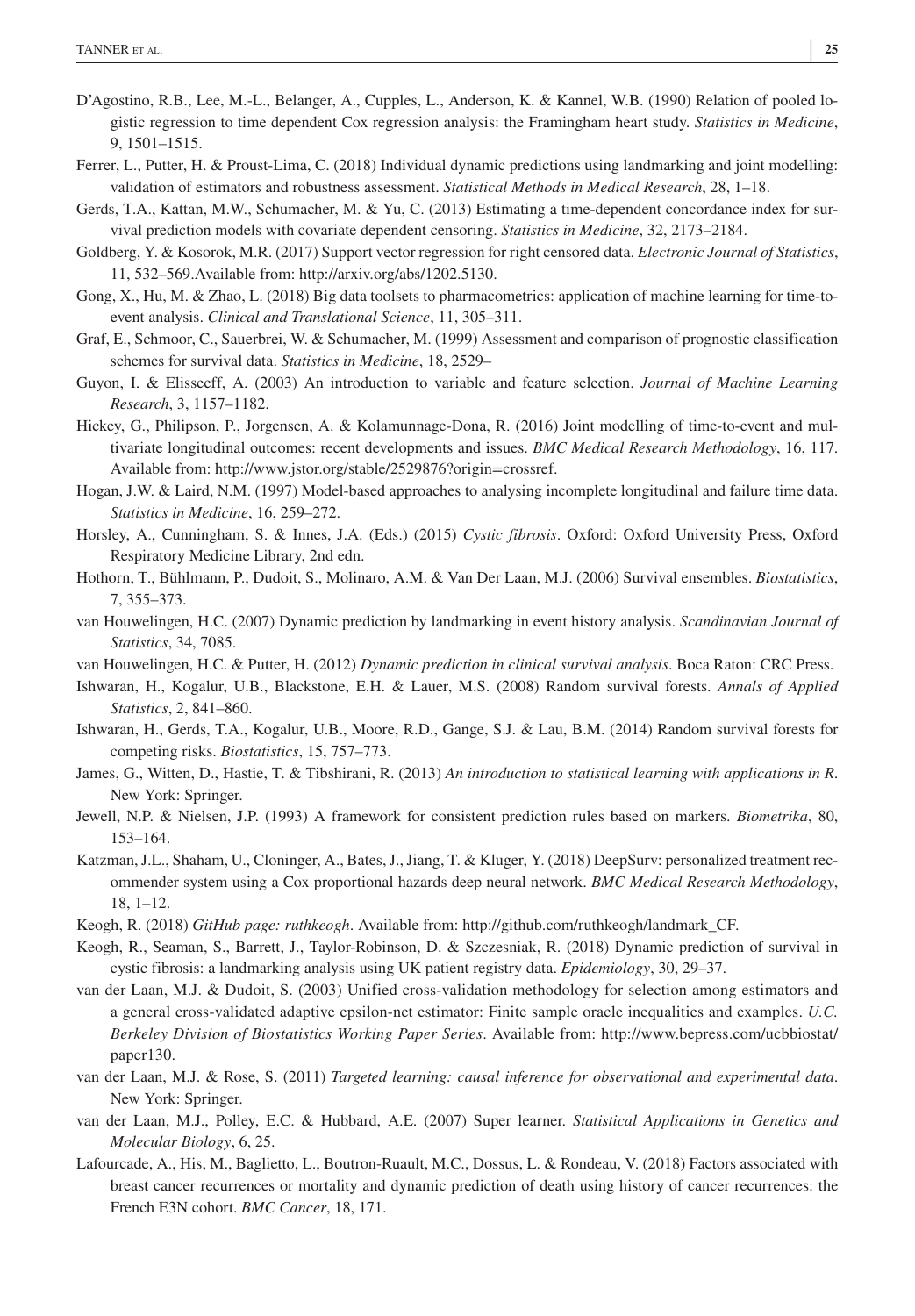D'Agostino, R.B., Lee, M.-L., Belanger, A., Cupples, L., Anderson, K. & Kannel, W.B. (1990) Relation of pooled logistic regression to time dependent Cox regression analysis: the Framingham heart study. *Statistics in Medicine*, 9, 1501–1515.

Ferrer, L., Putter, H. & Proust-Lima, C. (2018) Individual dynamic predictions using landmarking and joint modelling: validation of estimators and robustness assessment. *Statistical Methods in Medical Research*, 28, 1–18.

Gerds, T.A., Kattan, M.W., Schumacher, M. & Yu, C. (2013) Estimating a time-dependent concordance index for survival prediction models with covariate dependent censoring. *Statistics in Medicine*, 32, 2173–2184.

Goldberg, Y. & Kosorok, M.R. (2017) Support vector regression for right censored data. *Electronic Journal of Statistics*, 11, 532–569.Available from: http://arxiv.org/abs/1202.5130.

Gong, X., Hu, M. & Zhao, L. (2018) Big data toolsets to pharmacometrics: application of machine learning for time-to-event analysis. *Clinical and Translational Science*, 11, 305–311.

Graf, E., Schmoor, C., Sauerbrei, W. & Schumacher, M. (1999) Assessment and comparison of prognostic classification schemes for survival data. *Statistics in Medicine*, 18, 2529–

Guyon, I. & Elisseeff, A. (2003) An introduction to variable and feature selection. *Journal of Machine Learning Research*, 3, 1157–1182.

Hickey, G., Philipson, P., Jorgensen, A. & Kolamunnage-Dona, R. (2016) Joint modelling of time-to-event and multivariate longitudinal outcomes: recent developments and issues. *BMC Medical Research Methodology*, 16, 117. Available from: http://www.jstor.org/stable/2529876?origin=crossref.

Hogan, J.W. & Laird, N.M. (1997) Model-based approaches to analysing incomplete longitudinal and failure time data. *Statistics in Medicine*, 16, 259–272.

Horsley, A., Cunningham, S. & Innes, J.A. (Eds.) (2015) *Cystic fibrosis*. Oxford: Oxford University Press, Oxford Respiratory Medicine Library, 2nd edn.

Hothorn, T., Bühlmann, P., Dudoit, S., Molinaro, A.M. & Van Der Laan, M.J. (2006) Survival ensembles. *Biostatistics*, 7, 355–373.

van Houwelingen, H.C. (2007) Dynamic prediction by landmarking in event history analysis. *Scandinavian Journal of Statistics*, 34, 7085.

van Houwelingen, H.C. & Putter, H. (2012) *Dynamic prediction in clinical survival analysis*. Boca Raton: CRC Press.

Ishwaran, H., Kogalur, U.B., Blackstone, E.H. & Lauer, M.S. (2008) Random survival forests. *Annals of Applied Statistics*, 2, 841–860.

Ishwaran, H., Gerds, T.A., Kogalur, U.B., Moore, R.D., Gange, S.J. & Lau, B.M. (2014) Random survival forests for competing risks. *Biostatistics*, 15, 757–773.

James, G., Witten, D., Hastie, T. & Tibshirani, R. (2013) *An introduction to statistical learning with applications in R*. New York: Springer.

Jewell, N.P. & Nielsen, J.P. (1993) A framework for consistent prediction rules based on markers. *Biometrika*, 80, 153–164.

Katzman, J.L., Shaham, U., Cloninger, A., Bates, J., Jiang, T. & Kluger, Y. (2018) DeepSurv: personalized treatment recommender system using a Cox proportional hazards deep neural network. *BMC Medical Research Methodology*, 18, 1–12.

Keogh, R. (2018) *GitHub page: ruthkeogh*. Available from: http://github.com/ruthkeogh/landmark_CF.

Keogh, R., Seaman, S., Barrett, J., Taylor-Robinson, D. & Szczesniak, R. (2018) Dynamic prediction of survival in cystic fibrosis: a landmarking analysis using UK patient registry data. *Epidemiology*, 30, 29–37.

van der Laan, M.J. & Dudoit, S. (2003) Unified cross-validation methodology for selection among estimators and a general cross-validated adaptive epsilon-net estimator: Finite sample oracle inequalities and examples. *U.C. Berkeley Division of Biostatistics Working Paper Series*. Available from: http://www.bepress.com/ucbbiostat/paper130.

van der Laan, M.J. & Rose, S. (2011) *Targeted learning: causal inference for observational and experimental data*. New York: Springer.

van der Laan, M.J., Polley, E.C. & Hubbard, A.E. (2007) Super learner. *Statistical Applications in Genetics and Molecular Biology*, 6, 25.

Lafourcade, A., His, M., Baglietto, L., Boutron-Ruault, M.C., Dossus, L. & Rondeau, V. (2018) Factors associated with breast cancer recurrences or mortality and dynamic prediction of death using history of cancer recurrences: the French E3N cohort. *BMC Cancer*, 18, 171.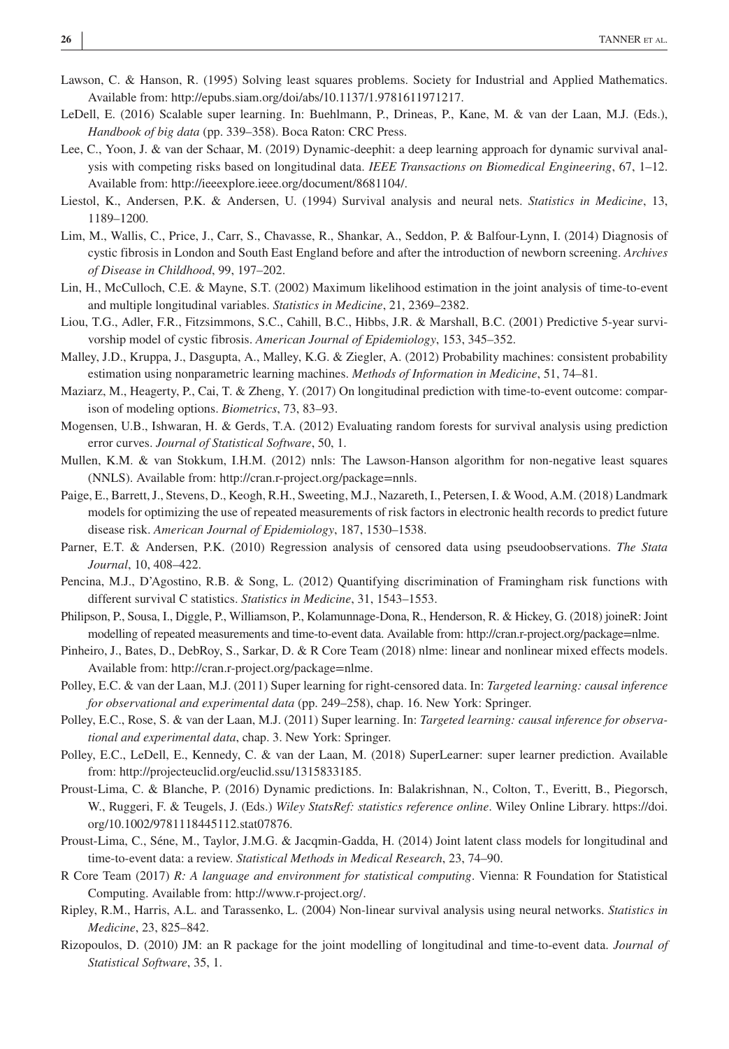Lawson, C. & Hanson, R. (1995) Solving least squares problems. Society for Industrial and Applied Mathematics. Available from: http://epubs.siam.org/doi/abs/10.1137/1.9781611971217.

LeDell, E. (2016) Scalable super learning. In: Buehlmann, P., Drineas, P., Kane, M. & van der Laan, M.J. (Eds.), *Handbook of big data* (pp. 339–358). Boca Raton: CRC Press.

Lee, C., Yoon, J. & van der Schaar, M. (2019) Dynamic-deephit: a deep learning approach for dynamic survival analysis with competing risks based on longitudinal data. *IEEE Transactions on Biomedical Engineering*, 67, 1–12. Available from: http://ieeexplore.ieee.org/document/8681104/.

Liestol, K., Andersen, P.K. & Andersen, U. (1994) Survival analysis and neural nets. *Statistics in Medicine*, 13, 1189–1200.

Lim, M., Wallis, C., Price, J., Carr, S., Chavasse, R., Shankar, A., Seddon, P. & Balfour-Lynn, I. (2014) Diagnosis of cystic fibrosis in London and South East England before and after the introduction of newborn screening. *Archives of Disease in Childhood*, 99, 197–202.

Lin, H., McCulloch, C.E. & Mayne, S.T. (2002) Maximum likelihood estimation in the joint analysis of time-to-event and multiple longitudinal variables. *Statistics in Medicine*, 21, 2369–2382.

Liou, T.G., Adler, F.R., Fitzsimmons, S.C., Cahill, B.C., Hibbs, J.R. & Marshall, B.C. (2001) Predictive 5-year survivorship model of cystic fibrosis. *American Journal of Epidemiology*, 153, 345–352.

Malley, J.D., Kruppa, J., Dasgupta, A., Malley, K.G. & Ziegler, A. (2012) Probability machines: consistent probability estimation using nonparametric learning machines. *Methods of Information in Medicine*, 51, 74–81.

Maziarz, M., Heagerty, P., Cai, T. & Zheng, Y. (2017) On longitudinal prediction with time-to-event outcome: comparison of modeling options. *Biometrics*, 73, 83–93.

Mogensen, U.B., Ishwaran, H. & Gerds, T.A. (2012) Evaluating random forests for survival analysis using prediction error curves. *Journal of Statistical Software*, 50, 1.

Mullen, K.M. & van Stokkum, I.H.M. (2012) nnls: The Lawson-Hanson algorithm for non-negative least squares (NNLS). Available from: http://cran.r-project.org/package=nnls.

Paige, E., Barrett, J., Stevens, D., Keogh, R.H., Sweeting, M.J., Nazareth, I., Petersen, I. & Wood, A.M. (2018) Landmark models for optimizing the use of repeated measurements of risk factors in electronic health records to predict future disease risk. *American Journal of Epidemiology*, 187, 1530–1538.

Parner, E.T. & Andersen, P.K. (2010) Regression analysis of censored data using pseudoobservations. *The Stata Journal*, 10, 408–422.

Pencina, M.J., D'Agostino, R.B. & Song, L. (2012) Quantifying discrimination of Framingham risk functions with different survival C statistics. *Statistics in Medicine*, 31, 1543–1553.

Philipson, P., Sousa, I., Diggle, P., Williamson, P., Kolamunnage-Dona, R., Henderson, R. & Hickey, G. (2018) joineR: Joint modelling of repeated measurements and time-to-event data. Available from: http://cran.r-project.org/package=nlme.

Pinheiro, J., Bates, D., DebRoy, S., Sarkar, D. & R Core Team (2018) nlme: linear and nonlinear mixed effects models. Available from: http://cran.r-project.org/package=nlme.

Polley, E.C. & van der Laan, M.J. (2011) Super learning for right-censored data. In: *Targeted learning: causal inference for observational and experimental data* (pp. 249–258), chap. 16. New York: Springer.

Polley, E.C., Rose, S. & van der Laan, M.J. (2011) Super learning. In: *Targeted learning: causal inference for observational and experimental data*, chap. 3. New York: Springer.

Polley, E.C., LeDell, E., Kennedy, C. & van der Laan, M. (2018) SuperLearner: super learner prediction. Available from: http://projecteuclid.org/euclid.ssu/1315833185.

Proust-Lima, C. & Blanche, P. (2016) Dynamic predictions. In: Balakrishnan, N., Colton, T., Everitt, B., Piegorsch, W., Ruggeri, F. & Teugels, J. (Eds.) *Wiley StatsRef: statistics reference online*. Wiley Online Library. https://doi.org/10.1002/9781118445112.stat07876.

Proust-Lima, C., Séne, M., Taylor, J.M.G. & Jacqmin-Gadda, H. (2014) Joint latent class models for longitudinal and time-to-event data: a review. *Statistical Methods in Medical Research*, 23, 74–90.

R Core Team (2017) *R: A language and environment for statistical computing*. Vienna: R Foundation for Statistical Computing. Available from: http://www.r-project.org/.

Ripley, R.M., Harris, A.L. and Tarassenko, L. (2004) Non-linear survival analysis using neural networks. *Statistics in Medicine*, 23, 825–842.

Rizopoulos, D. (2010) JM: an R package for the joint modelling of longitudinal and time-to-event data. *Journal of Statistical Software*, 35, 1.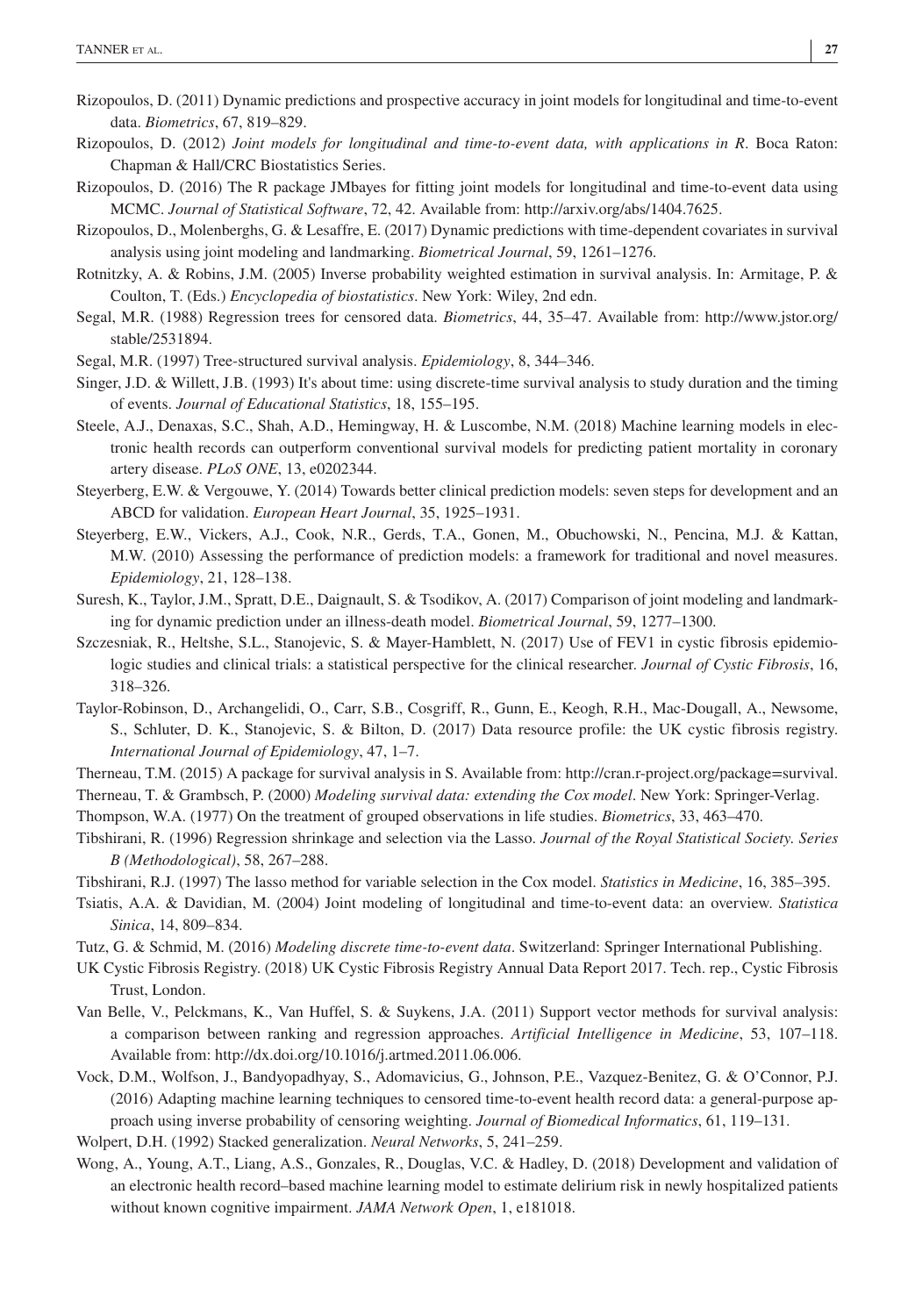Rizopoulos, D. (2011) Dynamic predictions and prospective accuracy in joint models for longitudinal and time-to-event data. *Biometrics*, 67, 819–829.

Rizopoulos, D. (2012) *Joint models for longitudinal and time-to-event data, with applications in R*. Boca Raton: Chapman & Hall/CRC Biostatistics Series.

Rizopoulos, D. (2016) The R package JMbayes for fitting joint models for longitudinal and time-to-event data using MCMC. *Journal of Statistical Software*, 72, 42. Available from: http://arxiv.org/abs/1404.7625.

Rizopoulos, D., Molenberghs, G. & Lesaffre, E. (2017) Dynamic predictions with time-dependent covariates in survival analysis using joint modeling and landmarking. *Biometrical Journal*, 59, 1261–1276.

Rotnitzky, A. & Robins, J.M. (2005) Inverse probability weighted estimation in survival analysis. In: Armitage, P. & Coulton, T. (Eds.) *Encyclopedia of biostatistics*. New York: Wiley, 2nd edn.

Segal, M.R. (1988) Regression trees for censored data. *Biometrics*, 44, 35–47. Available from: http://www.jstor.org/stable/2531894.

Segal, M.R. (1997) Tree-structured survival analysis. *Epidemiology*, 8, 344–346.

Singer, J.D. & Willett, J.B. (1993) It's about time: using discrete-time survival analysis to study duration and the timing of events. *Journal of Educational Statistics*, 18, 155–195.

Steele, A.J., Denaxas, S.C., Shah, A.D., Hemingway, H. & Luscombe, N.M. (2018) Machine learning models in electronic health records can outperform conventional survival models for predicting patient mortality in coronary artery disease. *PLoS ONE*, 13, e0202344.

Steyerberg, E.W. & Vergouwe, Y. (2014) Towards better clinical prediction models: seven steps for development and an ABCD for validation. *European Heart Journal*, 35, 1925–1931.

Steyerberg, E.W., Vickers, A.J., Cook, N.R., Gerds, T.A., Gonen, M., Obuchowski, N., Pencina, M.J. & Kattan, M.W. (2010) Assessing the performance of prediction models: a framework for traditional and novel measures. *Epidemiology*, 21, 128–138.

Suresh, K., Taylor, J.M., Spratt, D.E., Daignault, S. & Tsodikov, A. (2017) Comparison of joint modeling and landmarking for dynamic prediction under an illness-death model. *Biometrical Journal*, 59, 1277–1300.

Szczesniak, R., Heltshe, S.L., Stanojevic, S. & Mayer-Hamblett, N. (2017) Use of FEV1 in cystic fibrosis epidemiologic studies and clinical trials: a statistical perspective for the clinical researcher. *Journal of Cystic Fibrosis*, 16, 318–326.

Taylor-Robinson, D., Archangelidi, O., Carr, S.B., Cosgriff, R., Gunn, E., Keogh, R.H., Mac-Dougall, A., Newsome, S., Schluter, D. K., Stanojevic, S. & Bilton, D. (2017) Data resource profile: the UK cystic fibrosis registry. *International Journal of Epidemiology*, 47, 1–7.

Therneau, T.M. (2015) A package for survival analysis in S. Available from: http://cran.r-project.org/package=survival.

Therneau, T. & Grambsch, P. (2000) *Modeling survival data: extending the Cox model*. New York: Springer-Verlag.

Thompson, W.A. (1977) On the treatment of grouped observations in life studies. *Biometrics*, 33, 463–470.

Tibshirani, R. (1996) Regression shrinkage and selection via the Lasso. *Journal of the Royal Statistical Society. Series B (Methodological)*, 58, 267–288.

Tibshirani, R.J. (1997) The lasso method for variable selection in the Cox model. *Statistics in Medicine*, 16, 385–395.

Tsiatis, A.A. & Davidian, M. (2004) Joint modeling of longitudinal and time-to-event data: an overview. *Statistica Sinica*, 14, 809–834.

Tutz, G. & Schmid, M. (2016) *Modeling discrete time-to-event data*. Switzerland: Springer International Publishing.

UK Cystic Fibrosis Registry. (2018) UK Cystic Fibrosis Registry Annual Data Report 2017. Tech. rep., Cystic Fibrosis Trust, London.

Van Belle, V., Pelckmans, K., Van Huffel, S. & Suykens, J.A. (2011) Support vector methods for survival analysis: a comparison between ranking and regression approaches. *Artificial Intelligence in Medicine*, 53, 107–118. Available from: http://dx.doi.org/10.1016/j.artmed.2011.06.006.

Vock, D.M., Wolfson, J., Bandyopadhyay, S., Adomavicius, G., Johnson, P.E., Vazquez-Benitez, G. & O'Connor, P.J. (2016) Adapting machine learning techniques to censored time-to-event health record data: a general-purpose approach using inverse probability of censoring weighting. *Journal of Biomedical Informatics*, 61, 119–131.

Wolpert, D.H. (1992) Stacked generalization. *Neural Networks*, 5, 241–259.

Wong, A., Young, A.T., Liang, A.S., Gonzales, R., Douglas, V.C. & Hadley, D. (2018) Development and validation of an electronic health record–based machine learning model to estimate delirium risk in newly hospitalized patients without known cognitive impairment. *JAMA Network Open*, 1, e181018.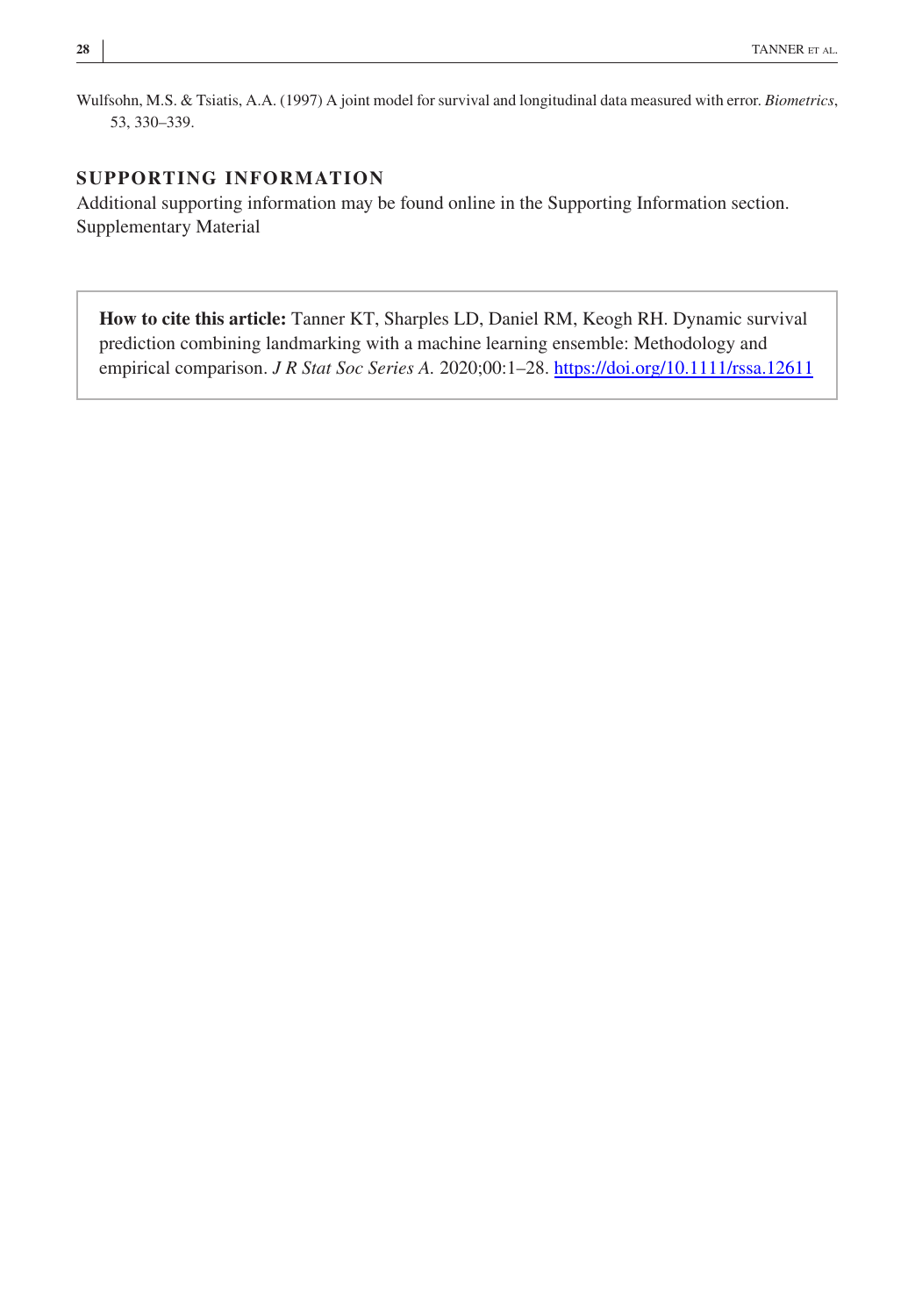Wulfsohn, M.S. & Tsiatis, A.A. (1997) A joint model for survival and longitudinal data measured with error. *Biometrics*, 53, 330–339.

## SUPPORTING INFORMATION

Additional supporting information may be found online in the Supporting Information section.
Supplementary Material

**How to cite this article:** Tanner KT, Sharples LD, Daniel RM, Keogh RH. Dynamic survival prediction combining landmarking with a machine learning ensemble: Methodology and empirical comparison. *J R Stat Soc Series A*. 2020;00:1–28. https://doi.org/10.1111/rssa.12611